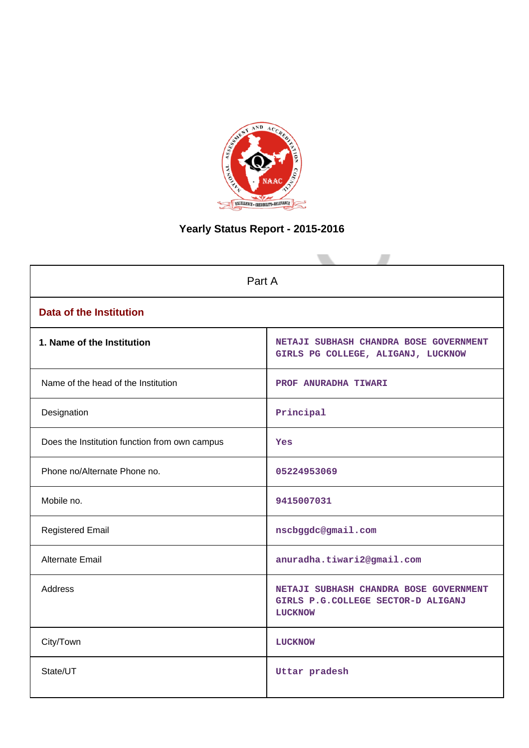# Yearly Status Report - 2015-2016

| Part A | |
|---|---|
| **Data of the Institution** | |
| **1. Name of the Institution** | NETAJI SUBHASH CHANDRA BOSE GOVERNMENT GIRLS PG COLLEGE, ALIGANJ, LUCKNOW |
| Name of the head of the Institution | PROF ANURADHA TIWARI |
| Designation | Principal |
| Does the Institution function from own campus | Yes |
| Phone no/Alternate Phone no. | 05224953069 |
| Mobile no. | 9415007031 |
| Registered Email | nscbggdc@gmail.com |
| Alternate Email | anuradha.tiwari2@gmail.com |
| Address | NETAJI SUBHASH CHANDRA BOSE GOVERNMENT GIRLS P.G.COLLEGE SECTOR-D ALIGANJ LUCKNOW |
| City/Town | LUCKNOW |
| State/UT | Uttar pradesh |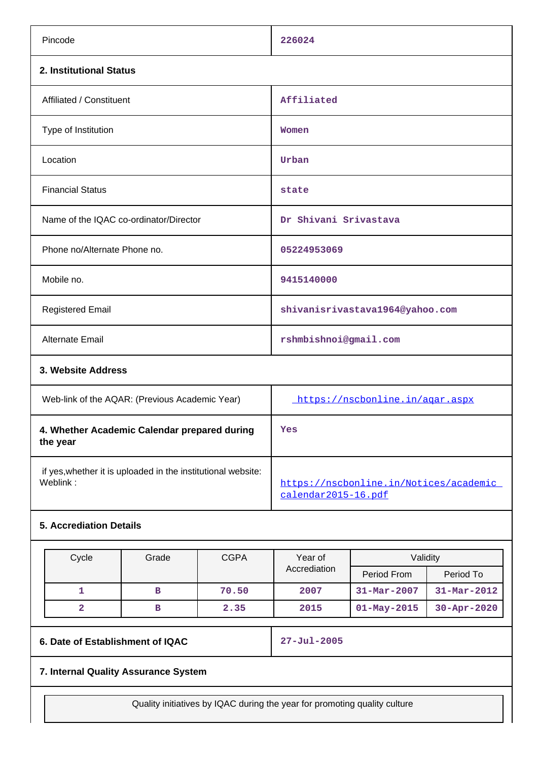| | |
|---|---|
| Pincode | 226024 |

**2. Institutional Status**

| | |
|---|---|
| Affiliated / Constituent | Affiliated |
| Type of Institution | Women |
| Location | Urban |
| Financial Status | state |
| Name of the IQAC co-ordinator/Director | Dr Shivani Srivastava |
| Phone no/Alternate Phone no. | 05224953069 |
| Mobile no. | 9415140000 |
| Registered Email | shivanisrivastava1964@yahoo.com |
| Alternate Email | rshmbishnoi@gmail.com |

**3. Website Address**

| | |
|---|---|
| Web-link of the AQAR: (Previous Academic Year) | https://nscbonline.in/aqar.aspx |
| **4. Whether Academic Calendar prepared during the year** | Yes |
| if yes,whether it is uploaded in the institutional website: Weblink : | https://nscbonline.in/Notices/academic calendar2015-16.pdf |

**5. Accreditation Details**

| Cycle | Grade | CGPA | Year of Accrediation | Validity | |
|---|---|---|---|---|---|
| | | | | Period From | Period To |
| 1 | B | 70.50 | 2007 | 31-Mar-2007 | 31-Mar-2012 |
| 2 | B | 2.35 | 2015 | 01-May-2015 | 30-Apr-2020 |

| | |
|---|---|
| **6. Date of Establishment of IQAC** | 27-Jul-2005 |

**7. Internal Quality Assurance System**

| Quality initiatives by IQAC during the year for promoting quality culture |
|---|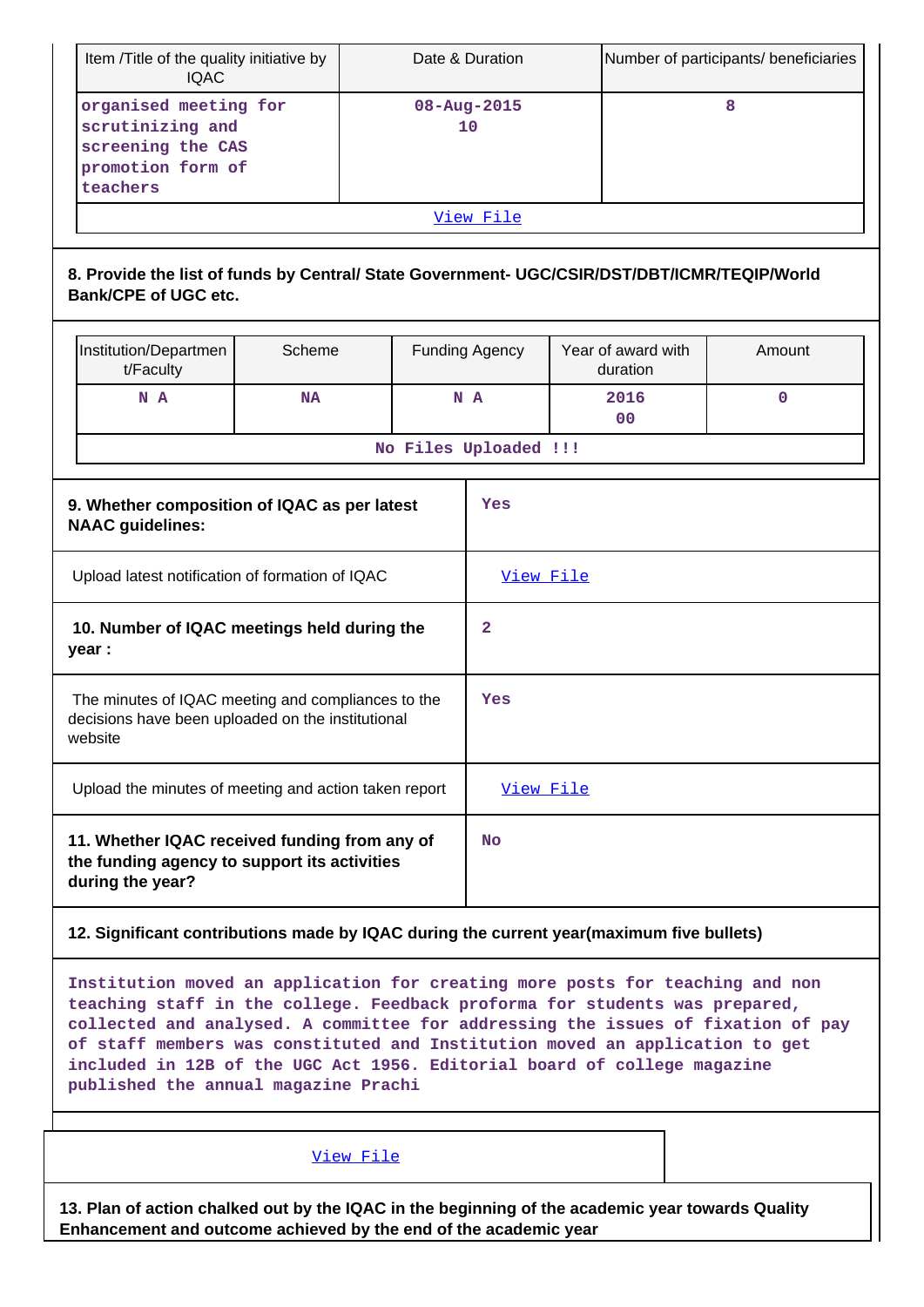| Item /Title of the quality initiative by IQAC | Date & Duration | Number of participants/ beneficiaries |
|---|---|---|
| organised meeting for scrutinizing and screening the CAS promotion form of teachers | 08-Aug-2015<br>10 | 8 |
| View File | | |

**8. Provide the list of funds by Central/ State Government- UGC/CSIR/DST/DBT/ICMR/TEQIP/World Bank/CPE of UGC etc.**

| Institution/Department/Faculty | Scheme | Funding Agency | Year of award with duration | Amount |
|---|---|---|---|---|
| N A | NA | N A | 2016<br>00 | 0 |
| No Files Uploaded !!! | | | | |

| | |
|---|---|
| **9. Whether composition of IQAC as per latest NAAC guidelines:** | Yes |
| Upload latest notification of formation of IQAC | View File |
| **10. Number of IQAC meetings held during the year :** | 2 |
| The minutes of IQAC meeting and compliances to the decisions have been uploaded on the institutional website | Yes |
| Upload the minutes of meeting and action taken report | View File |
| **11. Whether IQAC received funding from any of the funding agency to support its activities during the year?** | No |

**12. Significant contributions made by IQAC during the current year(maximum five bullets)**

Institution moved an application for creating more posts for teaching and non teaching staff in the college. Feedback proforma for students was prepared, collected and analysed. A committee for addressing the issues of fixation of pay of staff members was constituted and Institution moved an application to get included in 12B of the UGC Act 1956. Editorial board of college magazine published the annual magazine Prachi

View File

**13. Plan of action chalked out by the IQAC in the beginning of the academic year towards Quality Enhancement and outcome achieved by the end of the academic year**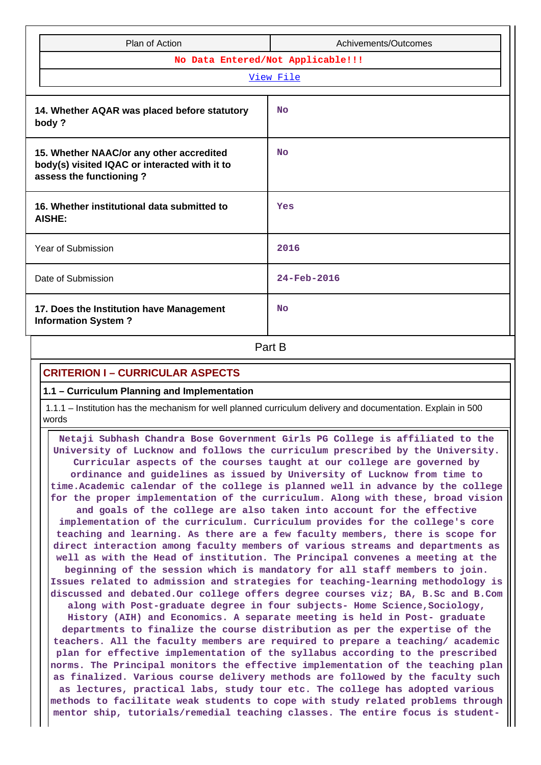| Plan of Action | Achivements/Outcomes |
|---|---|
| No Data Entered/Not Applicable!!! | |
| View File | |

| | |
|---|---|
| **14. Whether AQAR was placed before statutory body ?** | No |
| **15. Whether NAAC/or any other accredited body(s) visited IQAC or interacted with it to assess the functioning ?** | No |
| **16. Whether institutional data submitted to AISHE:** | Yes |
| Year of Submission | 2016 |
| Date of Submission | 24-Feb-2016 |
| **17. Does the Institution have Management Information System ?** | No |

## Part B

### CRITERION I – CURRICULAR ASPECTS

**1.1 – Curriculum Planning and Implementation**

1.1.1 – Institution has the mechanism for well planned curriculum delivery and documentation. Explain in 500 words

Netaji Subhash Chandra Bose Government Girls PG College is affiliated to the University of Lucknow and follows the curriculum prescribed by the University. Curricular aspects of the courses taught at our college are governed by ordinance and guidelines as issued by University of Lucknow from time to time.Academic calendar of the college is planned well in advance by the college for the proper implementation of the curriculum. Along with these, broad vision and goals of the college are also taken into account for the effective implementation of the curriculum. Curriculum provides for the college's core teaching and learning. As there are a few faculty members, there is scope for direct interaction among faculty members of various streams and departments as well as with the Head of institution. The Principal convenes a meeting at the beginning of the session which is mandatory for all staff members to join. Issues related to admission and strategies for teaching-learning methodology is discussed and debated.Our college offers degree courses viz; BA, B.Sc and B.Com along with Post-graduate degree in four subjects- Home Science,Sociology, History (AIH) and Economics. A separate meeting is held in Post- graduate departments to finalize the course distribution as per the expertise of the teachers. All the faculty members are required to prepare a teaching/ academic plan for effective implementation of the syllabus according to the prescribed norms. The Principal monitors the effective implementation of the teaching plan as finalized. Various course delivery methods are followed by the faculty such as lectures, practical labs, study tour etc. The college has adopted various methods to facilitate weak students to cope with study related problems through mentor ship, tutorials/remedial teaching classes. The entire focus is student-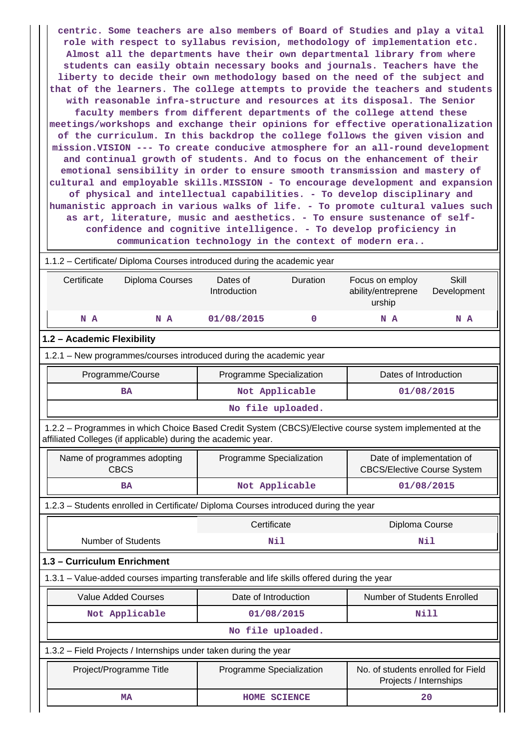centric. Some teachers are also members of Board of Studies and play a vital role with respect to syllabus revision, methodology of implementation etc. Almost all the departments have their own departmental library from where students can easily obtain necessary books and journals. Teachers have the liberty to decide their own methodology based on the need of the subject and that of the learners. The college attempts to provide the teachers and students with reasonable infra-structure and resources at its disposal. The Senior faculty members from different departments of the college attend these meetings/workshops and exchange their opinions for effective operationalization of the curriculum. In this backdrop the college follows the given vision and mission.VISION --- To create conducive atmosphere for an all-round development and continual growth of students. And to focus on the enhancement of their emotional sensibility in order to ensure smooth transmission and mastery of cultural and employable skills.MISSION - To encourage development and expansion of physical and intellectual capabilities. - To develop disciplinary and humanistic approach in various walks of life. - To promote cultural values such as art, literature, music and aesthetics. - To ensure sustenance of self-confidence and cognitive intelligence. - To develop proficiency in communication technology in the context of modern era..

1.1.2 – Certificate/ Diploma Courses introduced during the academic year

| Certificate | Diploma Courses | Dates of Introduction | Duration | Focus on employ ability/entreprene urship | Skill Development |
|---|---|---|---|---|---|
| N A | N A | 01/08/2015 | 0 | N A | N A |

**1.2 – Academic Flexibility**

1.2.1 – New programmes/courses introduced during the academic year

| Programme/Course | Programme Specialization | Dates of Introduction |
|---|---|---|
| BA | Not Applicable | 01/08/2015 |
| No file uploaded. | | |

1.2.2 – Programmes in which Choice Based Credit System (CBCS)/Elective course system implemented at the affiliated Colleges (if applicable) during the academic year.

| Name of programmes adopting CBCS | Programme Specialization | Date of implementation of CBCS/Elective Course System |
|---|---|---|
| BA | Not Applicable | 01/08/2015 |

1.2.3 – Students enrolled in Certificate/ Diploma Courses introduced during the year

| | Certificate | Diploma Course |
|---|---|---|
| Number of Students | Nil | Nil |

**1.3 – Curriculum Enrichment**

1.3.1 – Value-added courses imparting transferable and life skills offered during the year

| Value Added Courses | Date of Introduction | Number of Students Enrolled |
|---|---|---|
| Not Applicable | 01/08/2015 | Nill |
| No file uploaded. | | |

1.3.2 – Field Projects / Internships under taken during the year

| Project/Programme Title | Programme Specialization | No. of students enrolled for Field Projects / Internships |
|---|---|---|
| MA | HOME SCIENCE | 20 |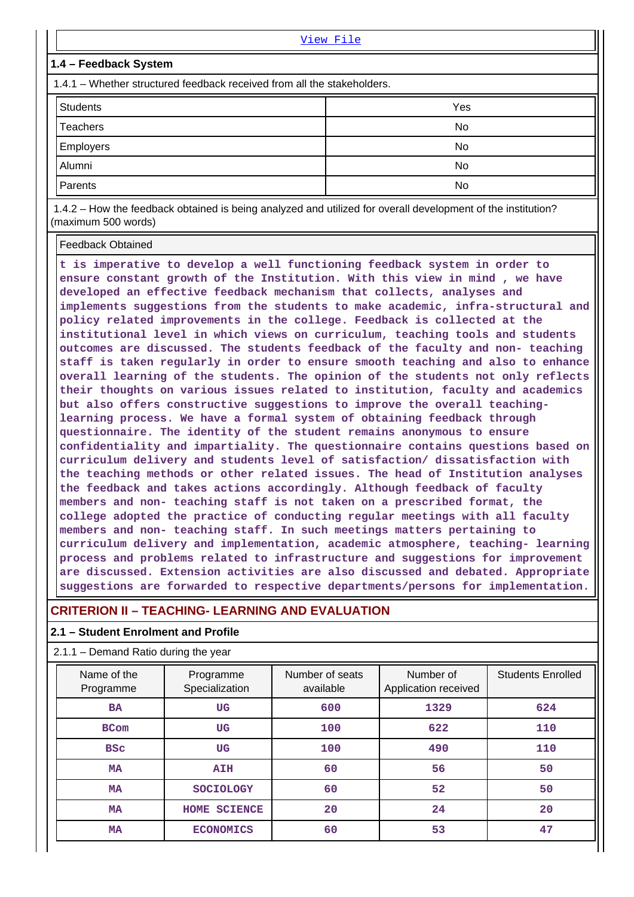View File

### 1.4 – Feedback System

1.4.1 – Whether structured feedback received from all the stakeholders.

| | |
|---|---|
| Students | Yes |
| Teachers | No |
| Employers | No |
| Alumni | No |
| Parents | No |

1.4.2 – How the feedback obtained is being analyzed and utilized for overall development of the institution? (maximum 500 words)

Feedback Obtained

t is imperative to develop a well functioning feedback system in order to ensure constant growth of the Institution. With this view in mind , we have developed an effective feedback mechanism that collects, analyses and implements suggestions from the students to make academic, infra-structural and policy related improvements in the college. Feedback is collected at the institutional level in which views on curriculum, teaching tools and students outcomes are discussed. The students feedback of the faculty and non- teaching staff is taken regularly in order to ensure smooth teaching and also to enhance overall learning of the students. The opinion of the students not only reflects their thoughts on various issues related to institution, faculty and academics but also offers constructive suggestions to improve the overall teaching-learning process. We have a formal system of obtaining feedback through questionnaire. The identity of the student remains anonymous to ensure confidentiality and impartiality. The questionnaire contains questions based on curriculum delivery and students level of satisfaction/ dissatisfaction with the teaching methods or other related issues. The head of Institution analyses the feedback and takes actions accordingly. Although feedback of faculty members and non- teaching staff is not taken on a prescribed format, the college adopted the practice of conducting regular meetings with all faculty members and non- teaching staff. In such meetings matters pertaining to curriculum delivery and implementation, academic atmosphere, teaching- learning process and problems related to infrastructure and suggestions for improvement are discussed. Extension activities are also discussed and debated. Appropriate suggestions are forwarded to respective departments/persons for implementation.

## CRITERION II – TEACHING- LEARNING AND EVALUATION

### 2.1 – Student Enrolment and Profile

2.1.1 – Demand Ratio during the year

| Name of the Programme | Programme Specialization | Number of seats available | Number of Application received | Students Enrolled |
|---|---|---|---|---|
| BA | UG | 600 | 1329 | 624 |
| BCom | UG | 100 | 622 | 110 |
| BSc | UG | 100 | 490 | 110 |
| MA | AIH | 60 | 56 | 50 |
| MA | SOCIOLOGY | 60 | 52 | 50 |
| MA | HOME SCIENCE | 20 | 24 | 20 |
| MA | ECONOMICS | 60 | 53 | 47 |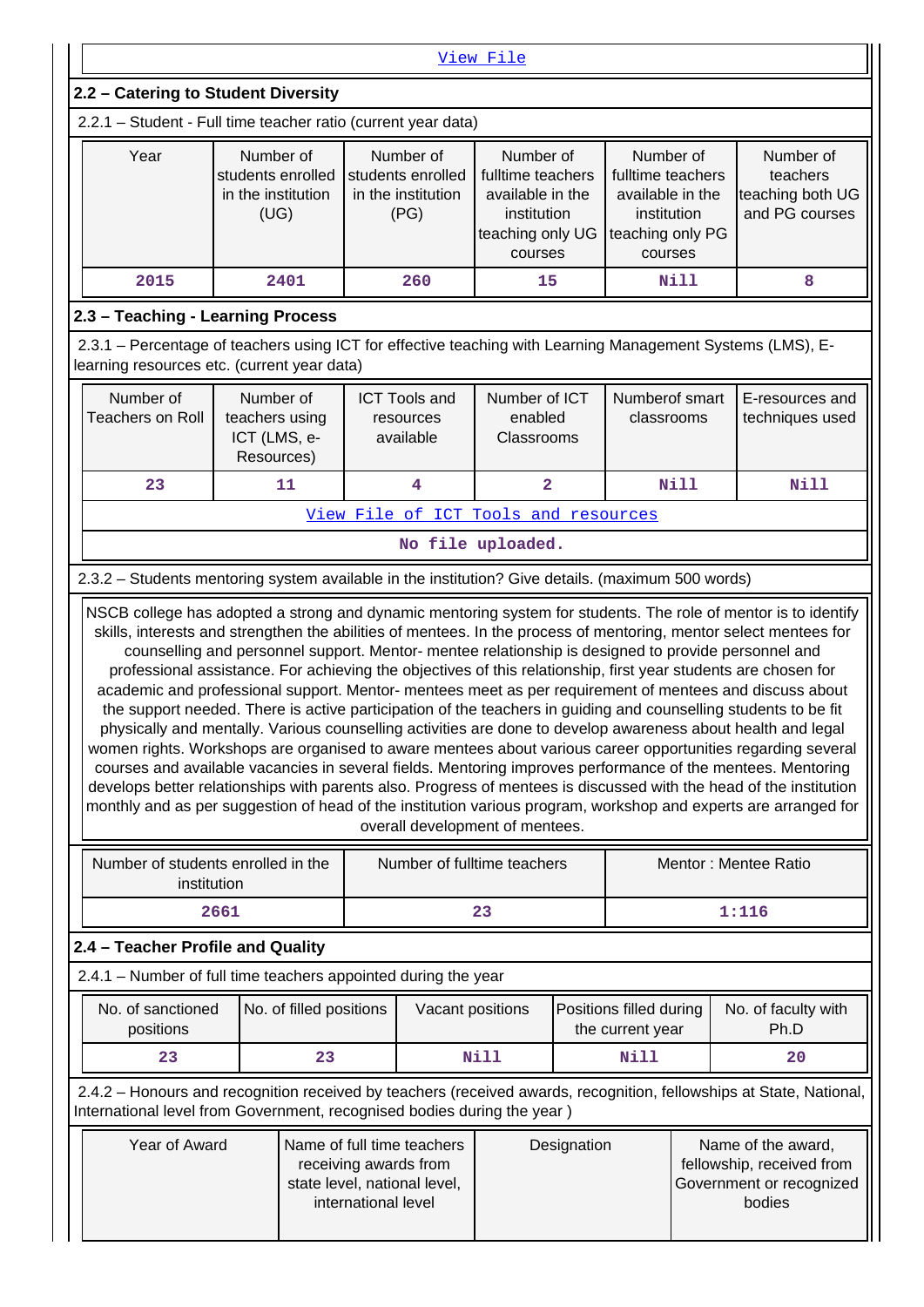View File

## 2.2 – Catering to Student Diversity

2.2.1 – Student - Full time teacher ratio (current year data)

| Year | Number of students enrolled in the institution (UG) | Number of students enrolled in the institution (PG) | Number of fulltime teachers available in the institution teaching only UG courses | Number of fulltime teachers available in the institution teaching only PG courses | Number of teachers teaching both UG and PG courses |
|---|---|---|---|---|---|
| 2015 | 2401 | 260 | 15 | Nill | 8 |

## 2.3 – Teaching - Learning Process

2.3.1 – Percentage of teachers using ICT for effective teaching with Learning Management Systems (LMS), E-learning resources etc. (current year data)

| Number of Teachers on Roll | Number of teachers using ICT (LMS, e-Resources) | ICT Tools and resources available | Number of ICT enabled Classrooms | Numberof smart classrooms | E-resources and techniques used |
|---|---|---|---|---|---|
| 23 | 11 | 4 | 2 | Nill | Nill |

View File of ICT Tools and resources

No file uploaded.

2.3.2 – Students mentoring system available in the institution? Give details. (maximum 500 words)

NSCB college has adopted a strong and dynamic mentoring system for students. The role of mentor is to identify skills, interests and strengthen the abilities of mentees. In the process of mentoring, mentor select mentees for counselling and personnel support. Mentor- mentee relationship is designed to provide personnel and professional assistance. For achieving the objectives of this relationship, first year students are chosen for academic and professional support. Mentor- mentees meet as per requirement of mentees and discuss about the support needed. There is active participation of the teachers in guiding and counselling students to be fit physically and mentally. Various counselling activities are done to develop awareness about health and legal women rights. Workshops are organised to aware mentees about various career opportunities regarding several courses and available vacancies in several fields. Mentoring improves performance of the mentees. Mentoring develops better relationships with parents also. Progress of mentees is discussed with the head of the institution monthly and as per suggestion of head of the institution various program, workshop and experts are arranged for overall development of mentees.

| Number of students enrolled in the institution | Number of fulltime teachers | Mentor : Mentee Ratio |
|---|---|---|
| 2661 | 23 | 1:116 |

## 2.4 – Teacher Profile and Quality

2.4.1 – Number of full time teachers appointed during the year

| No. of sanctioned positions | No. of filled positions | Vacant positions | Positions filled during the current year | No. of faculty with Ph.D |
|---|---|---|---|---|
| 23 | 23 | Nill | Nill | 20 |

2.4.2 – Honours and recognition received by teachers (received awards, recognition, fellowships at State, National, International level from Government, recognised bodies during the year )

| Year of Award | Name of full time teachers receiving awards from state level, national level, international level | Designation | Name of the award, fellowship, received from Government or recognized bodies |
|---|---|---|---|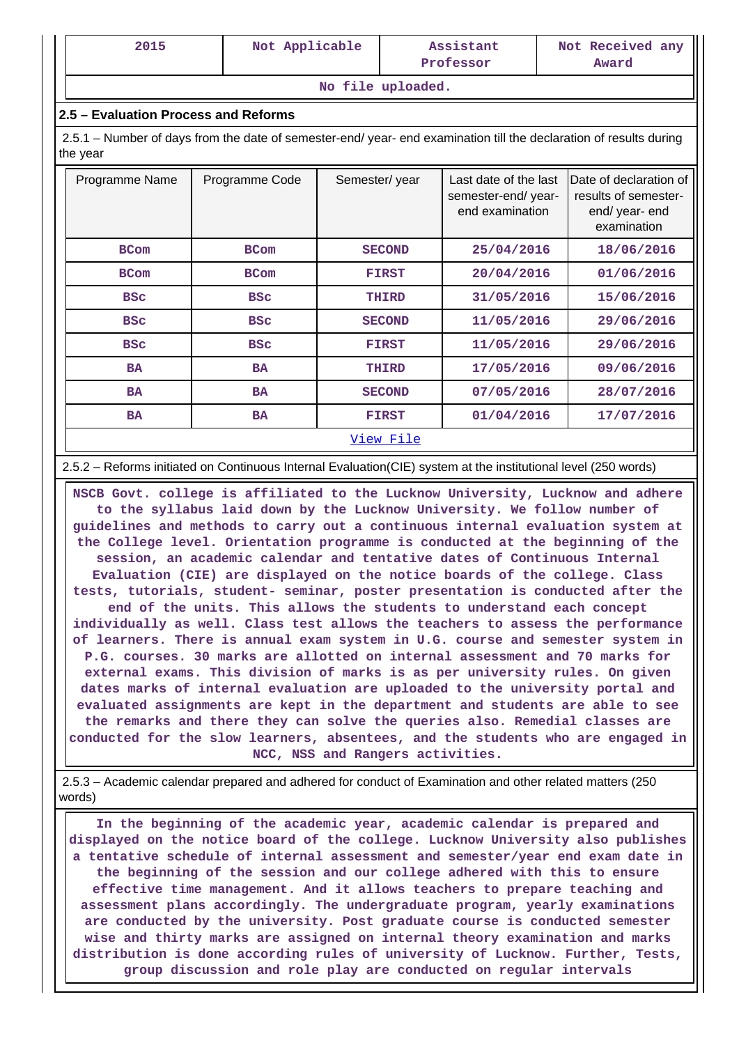| 2015 | Not Applicable | Assistant Professor | Not Received any Award |
|---|---|---|---|
| No file uploaded. | | | |

## 2.5 – Evaluation Process and Reforms

2.5.1 – Number of days from the date of semester-end/ year- end examination till the declaration of results during the year

| Programme Name | Programme Code | Semester/ year | Last date of the last semester-end/ year- end examination | Date of declaration of results of semester- end/ year- end examination |
|---|---|---|---|---|
| BCom | BCom | SECOND | 25/04/2016 | 18/06/2016 |
| BCom | BCom | FIRST | 20/04/2016 | 01/06/2016 |
| BSc | BSc | THIRD | 31/05/2016 | 15/06/2016 |
| BSc | BSc | SECOND | 11/05/2016 | 29/06/2016 |
| BSc | BSc | FIRST | 11/05/2016 | 29/06/2016 |
| BA | BA | THIRD | 17/05/2016 | 09/06/2016 |
| BA | BA | SECOND | 07/05/2016 | 28/07/2016 |
| BA | BA | FIRST | 01/04/2016 | 17/07/2016 |
| View File | | | | |

2.5.2 – Reforms initiated on Continuous Internal Evaluation(CIE) system at the institutional level (250 words)

NSCB Govt. college is affiliated to the Lucknow University, Lucknow and adhere to the syllabus laid down by the Lucknow University. We follow number of guidelines and methods to carry out a continuous internal evaluation system at the College level. Orientation programme is conducted at the beginning of the session, an academic calendar and tentative dates of Continuous Internal Evaluation (CIE) are displayed on the notice boards of the college. Class tests, tutorials, student- seminar, poster presentation is conducted after the end of the units. This allows the students to understand each concept individually as well. Class test allows the teachers to assess the performance of learners. There is annual exam system in U.G. course and semester system in P.G. courses. 30 marks are allotted on internal assessment and 70 marks for external exams. This division of marks is as per university rules. On given dates marks of internal evaluation are uploaded to the university portal and evaluated assignments are kept in the department and students are able to see the remarks and there they can solve the queries also. Remedial classes are conducted for the slow learners, absentees, and the students who are engaged in NCC, NSS and Rangers activities.

2.5.3 – Academic calendar prepared and adhered for conduct of Examination and other related matters (250 words)

In the beginning of the academic year, academic calendar is prepared and displayed on the notice board of the college. Lucknow University also publishes a tentative schedule of internal assessment and semester/year end exam date in the beginning of the session and our college adhered with this to ensure effective time management. And it allows teachers to prepare teaching and assessment plans accordingly. The undergraduate program, yearly examinations are conducted by the university. Post graduate course is conducted semester wise and thirty marks are assigned on internal theory examination and marks distribution is done according rules of university of Lucknow. Further, Tests, group discussion and role play are conducted on regular intervals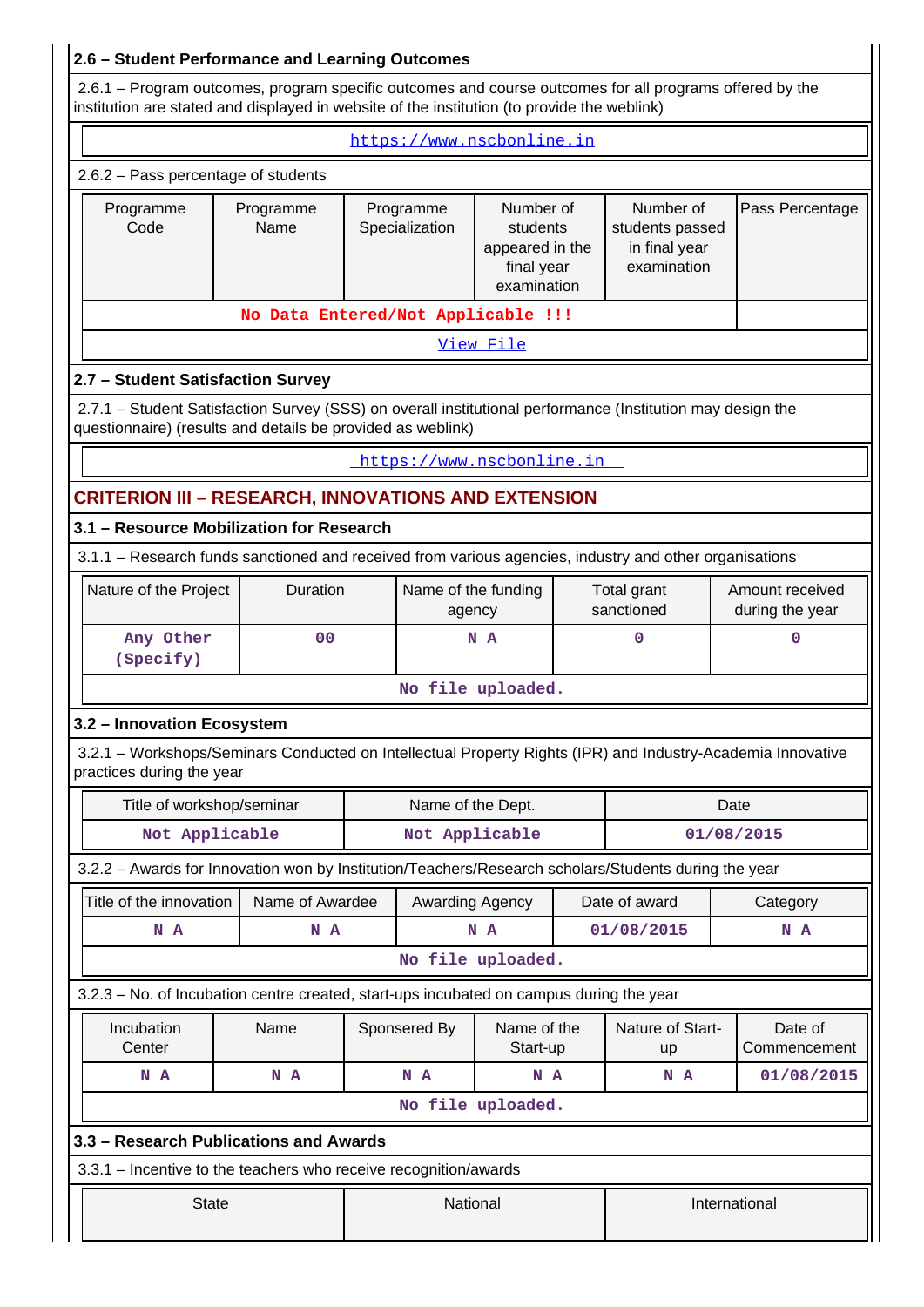### 2.6 – Student Performance and Learning Outcomes

2.6.1 – Program outcomes, program specific outcomes and course outcomes for all programs offered by the institution are stated and displayed in website of the institution (to provide the weblink)

https://www.nscbonline.in

2.6.2 – Pass percentage of students

| Programme Code | Programme Name | Programme Specialization | Number of students appeared in the final year examination | Number of students passed in final year examination | Pass Percentage |
|---|---|---|---|---|---|
| No Data Entered/Not Applicable !!! | | | | | |

View File

### 2.7 – Student Satisfaction Survey

2.7.1 – Student Satisfaction Survey (SSS) on overall institutional performance (Institution may design the questionnaire) (results and details be provided as weblink)

https://www.nscbonline.in

## CRITERION III – RESEARCH, INNOVATIONS AND EXTENSION

### 3.1 – Resource Mobilization for Research

3.1.1 – Research funds sanctioned and received from various agencies, industry and other organisations

| Nature of the Project | Duration | Name of the funding agency | Total grant sanctioned | Amount received during the year |
|---|---|---|---|---|
| Any Other (Specify) | 00 | N A | 0 | 0 |

No file uploaded.

### 3.2 – Innovation Ecosystem

3.2.1 – Workshops/Seminars Conducted on Intellectual Property Rights (IPR) and Industry-Academia Innovative practices during the year

| Title of workshop/seminar | Name of the Dept. | Date |
|---|---|---|
| Not Applicable | Not Applicable | 01/08/2015 |

3.2.2 – Awards for Innovation won by Institution/Teachers/Research scholars/Students during the year

| Title of the innovation | Name of Awardee | Awarding Agency | Date of award | Category |
|---|---|---|---|---|
| N A | N A | N A | 01/08/2015 | N A |

No file uploaded.

3.2.3 – No. of Incubation centre created, start-ups incubated on campus during the year

| Incubation Center | Name | Sponsered By | Name of the Start-up | Nature of Start-up | Date of Commencement |
|---|---|---|---|---|---|
| N A | N A | N A | N A | N A | 01/08/2015 |

No file uploaded.

### 3.3 – Research Publications and Awards

3.3.1 – Incentive to the teachers who receive recognition/awards

| State | National | International |
|---|---|---|
| | | |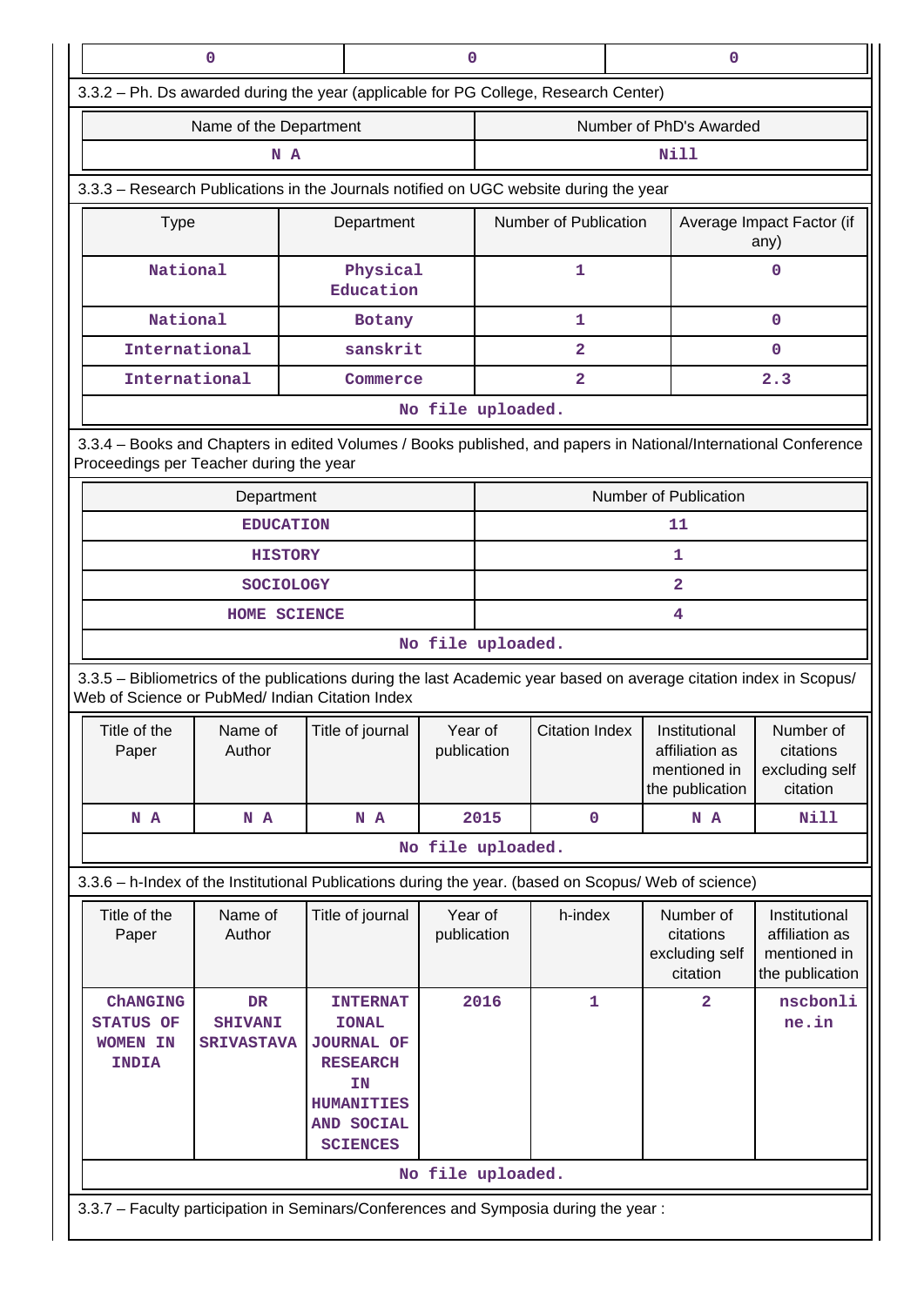| 0 | 0 | 0 |
|---|---|---|

3.3.2 – Ph. Ds awarded during the year (applicable for PG College, Research Center)

| Name of the Department | Number of PhD's Awarded |
|---|---|
| N A | Nill |

3.3.3 – Research Publications in the Journals notified on UGC website during the year

| Type | Department | Number of Publication | Average Impact Factor (if any) |
|---|---|---|---|
| National | Physical Education | 1 | 0 |
| National | Botany | 1 | 0 |
| International | sanskrit | 2 | 0 |
| International | Commerce | 2 | 2.3 |

No file uploaded.

3.3.4 – Books and Chapters in edited Volumes / Books published, and papers in National/International Conference Proceedings per Teacher during the year

| Department | Number of Publication |
|---|---|
| EDUCATION | 11 |
| HISTORY | 1 |
| SOCIOLOGY | 2 |
| HOME SCIENCE | 4 |

No file uploaded.

3.3.5 – Bibliometrics of the publications during the last Academic year based on average citation index in Scopus/ Web of Science or PubMed/ Indian Citation Index

| Title of the Paper | Name of Author | Title of journal | Year of publication | Citation Index | Institutional affiliation as mentioned in the publication | Number of citations excluding self citation |
|---|---|---|---|---|---|---|
| N A | N A | N A | 2015 | 0 | N A | Nill |

No file uploaded.

3.3.6 – h-Index of the Institutional Publications during the year. (based on Scopus/ Web of science)

| Title of the Paper | Name of Author | Title of journal | Year of publication | h-index | Number of citations excluding self citation | Institutional affiliation as mentioned in the publication |
|---|---|---|---|---|---|---|
| ChANGING STATUS OF WOMEN IN INDIA | DR SHIVANI SRIVASTAVA | INTERNATIONAL JOURNAL OF RESEARCH IN HUMANITIES AND SOCIAL SCIENCES | 2016 | 1 | 2 | nscbonline.in |

No file uploaded.

3.3.7 – Faculty participation in Seminars/Conferences and Symposia during the year :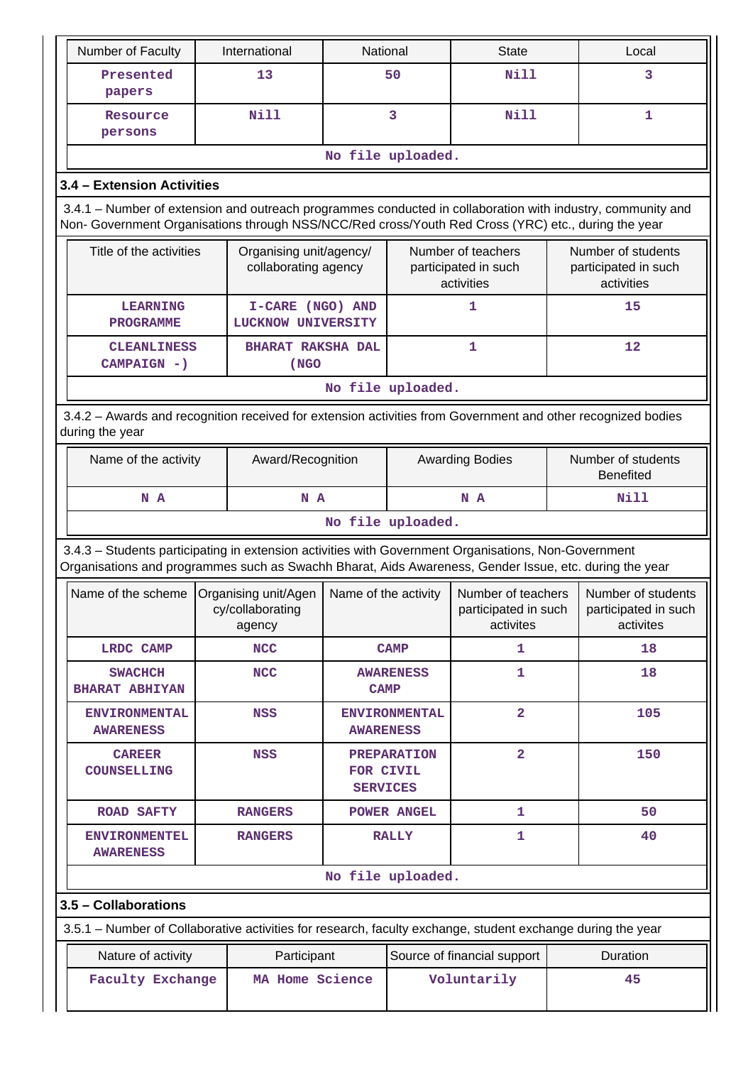| Number of Faculty | International | National | State | Local |
|---|---|---|---|---|
| Presented papers | 13 | 50 | Nill | 3 |
| Resource persons | Nill | 3 | Nill | 1 |
| No file uploaded. | | | | |

### 3.4 – Extension Activities

3.4.1 – Number of extension and outreach programmes conducted in collaboration with industry, community and Non- Government Organisations through NSS/NCC/Red cross/Youth Red Cross (YRC) etc., during the year

| Title of the activities | Organising unit/agency/ collaborating agency | Number of teachers participated in such activities | Number of students participated in such activities |
|---|---|---|---|
| LEARNING PROGRAMME | I-CARE (NGO) AND LUCKNOW UNIVERSITY | 1 | 15 |
| CLEANLINESS CAMPAIGN -) | BHARAT RAKSHA DAL (NGO | 1 | 12 |
| No file uploaded. | | | |

3.4.2 – Awards and recognition received for extension activities from Government and other recognized bodies during the year

| Name of the activity | Award/Recognition | Awarding Bodies | Number of students Benefited |
|---|---|---|---|
| N A | N A | N A | Nill |
| No file uploaded. | | | |

3.4.3 – Students participating in extension activities with Government Organisations, Non-Government Organisations and programmes such as Swachh Bharat, Aids Awareness, Gender Issue, etc. during the year

| Name of the scheme | Organising unit/Agency/collaborating agency | Name of the activity | Number of teachers participated in such activites | Number of students participated in such activites |
|---|---|---|---|---|
| LRDC CAMP | NCC | CAMP | 1 | 18 |
| SWACHCH BHARAT ABHIYAN | NCC | AWARENESS CAMP | 1 | 18 |
| ENVIRONMENTAL AWARENESS | NSS | ENVIRONMENTAL AWARENESS | 2 | 105 |
| CAREER COUNSELLING | NSS | PREPARATION FOR CIVIL SERVICES | 2 | 150 |
| ROAD SAFTY | RANGERS | POWER ANGEL | 1 | 50 |
| ENVIRONMENTEL AWARENESS | RANGERS | RALLY | 1 | 40 |
| No file uploaded. | | | | |

### 3.5 – Collaborations

3.5.1 – Number of Collaborative activities for research, faculty exchange, student exchange during the year

| Nature of activity | Participant | Source of financial support | Duration |
|---|---|---|---|
| Faculty Exchange | MA Home Science | Voluntarily | 45 |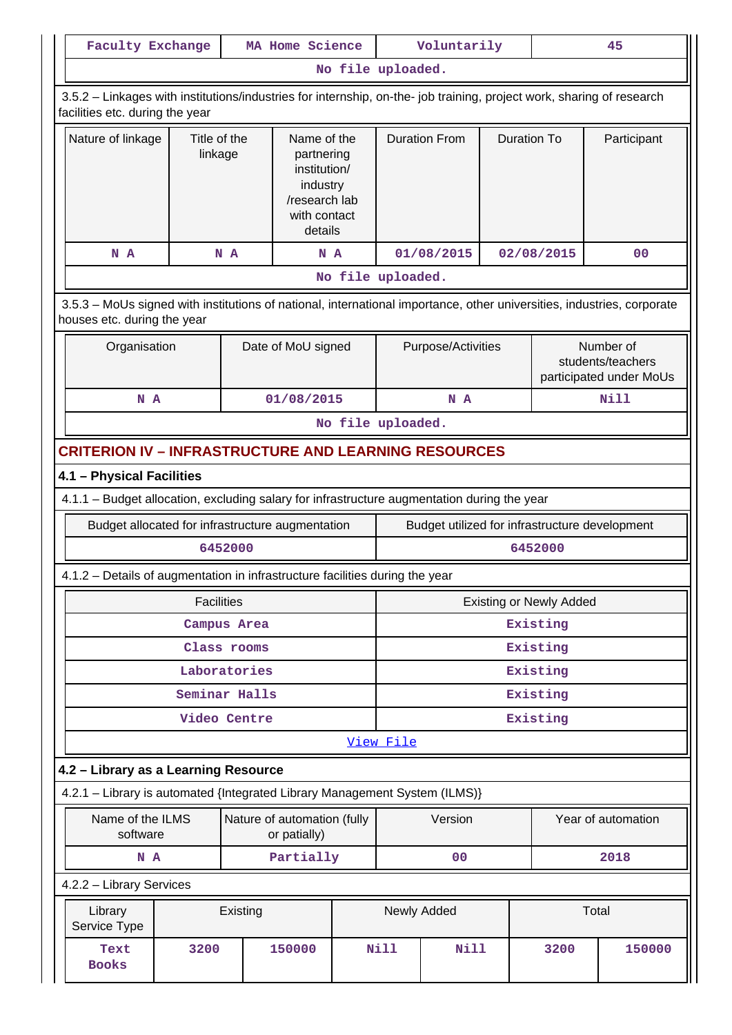| Faculty Exchange | MA Home Science | Voluntarily | 45 |
|---|---|---|---|
| No file uploaded. | | | |

3.5.2 – Linkages with institutions/industries for internship, on-the- job training, project work, sharing of research facilities etc. during the year

| Nature of linkage | Title of the linkage | Name of the partnering institution/ industry /research lab with contact details | Duration From | Duration To | Participant |
|---|---|---|---|---|---|
| N A | N A | N A | 01/08/2015 | 02/08/2015 | 00 |
| No file uploaded. | | | | | |

3.5.3 – MoUs signed with institutions of national, international importance, other universities, industries, corporate houses etc. during the year

| Organisation | Date of MoU signed | Purpose/Activities | Number of students/teachers participated under MoUs |
|---|---|---|---|
| N A | 01/08/2015 | N A | Nill |
| No file uploaded. | | | |

## CRITERION IV – INFRASTRUCTURE AND LEARNING RESOURCES

### 4.1 – Physical Facilities

4.1.1 – Budget allocation, excluding salary for infrastructure augmentation during the year

| Budget allocated for infrastructure augmentation | Budget utilized for infrastructure development |
|---|---|
| 6452000 | 6452000 |

4.1.2 – Details of augmentation in infrastructure facilities during the year

| Facilities | Existing or Newly Added |
|---|---|
| Campus Area | Existing |
| Class rooms | Existing |
| Laboratories | Existing |
| Seminar Halls | Existing |
| Video Centre | Existing |
| View File | |

### 4.2 – Library as a Learning Resource

4.2.1 – Library is automated {Integrated Library Management System (ILMS)}

| Name of the ILMS software | Nature of automation (fully or patially) | Version | Year of automation |
|---|---|---|---|
| N A | Partially | 00 | 2018 |

4.2.2 – Library Services

| Library Service Type | Existing | | Newly Added | | Total | |
|---|---|---|---|---|---|---|
| Text Books | 3200 | 150000 | Nill | Nill | 3200 | 150000 |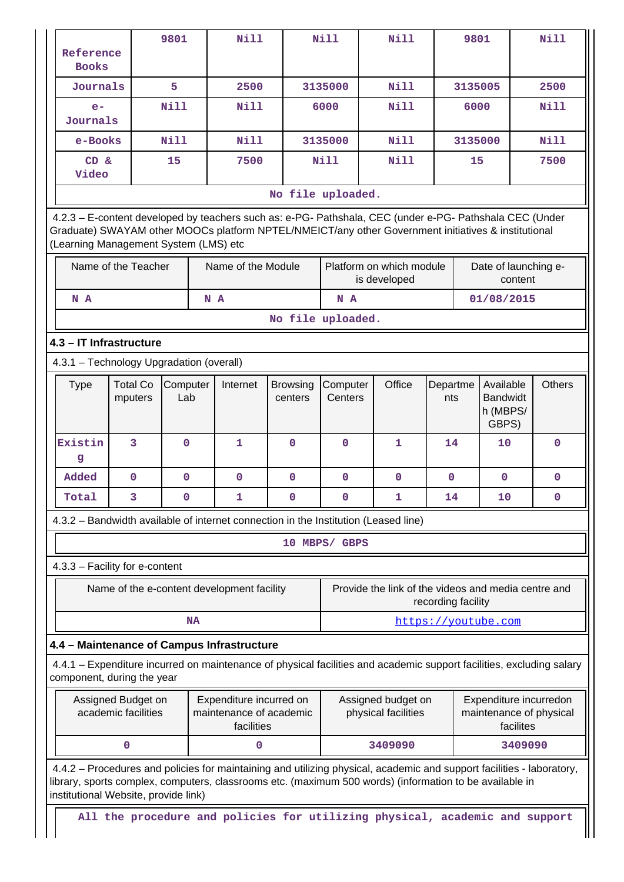| Reference Books | 9801 | Nill | Nill | Nill | 9801 | Nill |
|---|---|---|---|---|---|---|
| Journals | 5 | 2500 | 3135000 | Nill | 3135005 | 2500 |
| e-Journals | Nill | Nill | 6000 | Nill | 6000 | Nill |
| e-Books | Nill | Nill | 3135000 | Nill | 3135000 | Nill |
| CD & Video | 15 | 7500 | Nill | Nill | 15 | 7500 |

No file uploaded.

4.2.3 – E-content developed by teachers such as: e-PG- Pathshala, CEC (under e-PG- Pathshala CEC (Under Graduate) SWAYAM other MOOCs platform NPTEL/NMEICT/any other Government initiatives & institutional (Learning Management System (LMS) etc

| Name of the Teacher | Name of the Module | Platform on which module is developed | Date of launching e-content |
|---|---|---|---|
| N A | N A | N A | 01/08/2015 |

No file uploaded.

### 4.3 – IT Infrastructure

4.3.1 – Technology Upgradation (overall)

| Type | Total Computers | Computer Lab | Internet | Browsing centers | Computer Centers | Office | Departments | Available Bandwidth (MBPS/ GBPS) | Others |
|---|---|---|---|---|---|---|---|---|---|
| Existing | 3 | 0 | 1 | 0 | 0 | 1 | 14 | 10 | 0 |
| Added | 0 | 0 | 0 | 0 | 0 | 0 | 0 | 0 | 0 |
| Total | 3 | 0 | 1 | 0 | 0 | 1 | 14 | 10 | 0 |

4.3.2 – Bandwidth available of internet connection in the Institution (Leased line)

10 MBPS/ GBPS

4.3.3 – Facility for e-content

| Name of the e-content development facility | Provide the link of the videos and media centre and recording facility |
|---|---|
| NA | https://youtube.com |

### 4.4 – Maintenance of Campus Infrastructure

4.4.1 – Expenditure incurred on maintenance of physical facilities and academic support facilities, excluding salary component, during the year

| Assigned Budget on academic facilities | Expenditure incurred on maintenance of academic facilities | Assigned budget on physical facilities | Expenditure incurredon maintenance of physical facilites |
|---|---|---|---|
| 0 | 0 | 3409090 | 3409090 |

4.4.2 – Procedures and policies for maintaining and utilizing physical, academic and support facilities - laboratory, library, sports complex, computers, classrooms etc. (maximum 500 words) (information to be available in institutional Website, provide link)

All the procedure and policies for utilizing physical, academic and support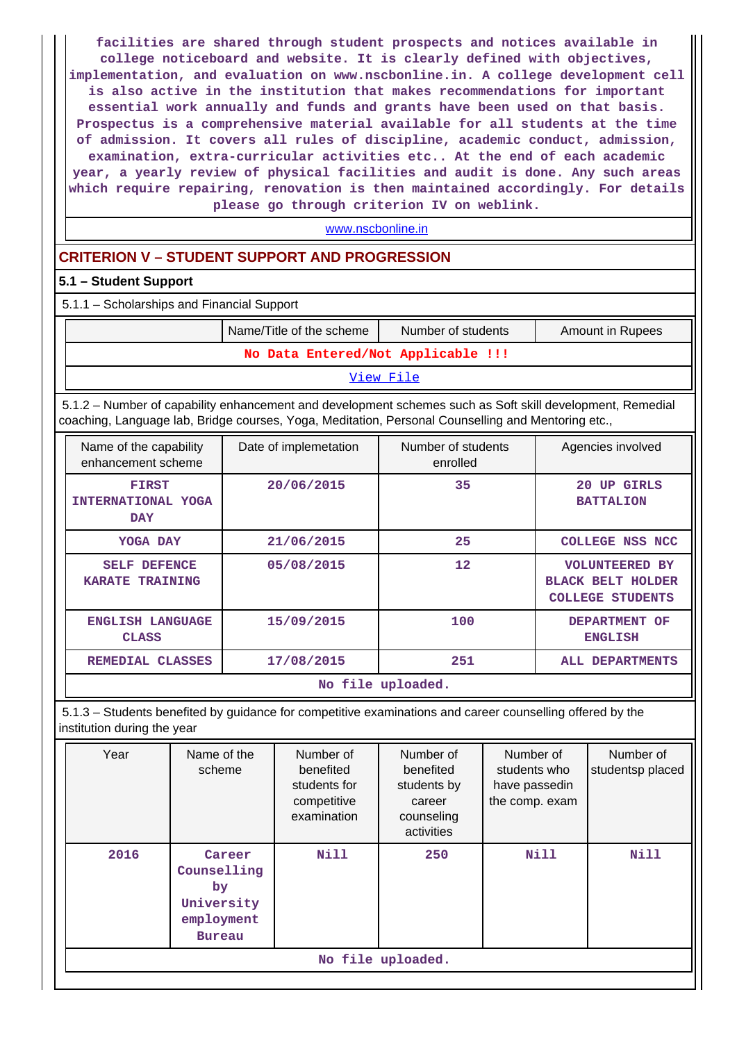facilities are shared through student prospects and notices available in college noticeboard and website. It is clearly defined with objectives, implementation, and evaluation on www.nscbonline.in. A college development cell is also active in the institution that makes recommendations for important essential work annually and funds and grants have been used on that basis. Prospectus is a comprehensive material available for all students at the time of admission. It covers all rules of discipline, academic conduct, admission, examination, extra-curricular activities etc.. At the end of each academic year, a yearly review of physical facilities and audit is done. Any such areas which require repairing, renovation is then maintained accordingly. For details please go through criterion IV on weblink.

www.nscbonline.in

## CRITERION V – STUDENT SUPPORT AND PROGRESSION

### 5.1 – Student Support

5.1.1 – Scholarships and Financial Support

| | Name/Title of the scheme | Number of students | Amount in Rupees |
|---|---|---|---|
| No Data Entered/Not Applicable !!! | | | |

View File

5.1.2 – Number of capability enhancement and development schemes such as Soft skill development, Remedial coaching, Language lab, Bridge courses, Yoga, Meditation, Personal Counselling and Mentoring etc.,

| Name of the capability enhancement scheme | Date of implemetation | Number of students enrolled | Agencies involved |
|---|---|---|---|
| FIRST INTERNATIONAL YOGA DAY | 20/06/2015 | 35 | 20 UP GIRLS BATTALION |
| YOGA DAY | 21/06/2015 | 25 | COLLEGE NSS NCC |
| SELF DEFENCE KARATE TRAINING | 05/08/2015 | 12 | VOLUNTEERED BY BLACK BELT HOLDER COLLEGE STUDENTS |
| ENGLISH LANGUAGE CLASS | 15/09/2015 | 100 | DEPARTMENT OF ENGLISH |
| REMEDIAL CLASSES | 17/08/2015 | 251 | ALL DEPARTMENTS |

No file uploaded.

5.1.3 – Students benefited by guidance for competitive examinations and career counselling offered by the institution during the year

| Year | Name of the scheme | Number of benefited students for competitive examination | Number of benefited students by career counseling activities | Number of students who have passedin the comp. exam | Number of studentsp placed |
|---|---|---|---|---|---|
| 2016 | Career Counselling by University employment Bureau | Nill | 250 | Nill | Nill |

No file uploaded.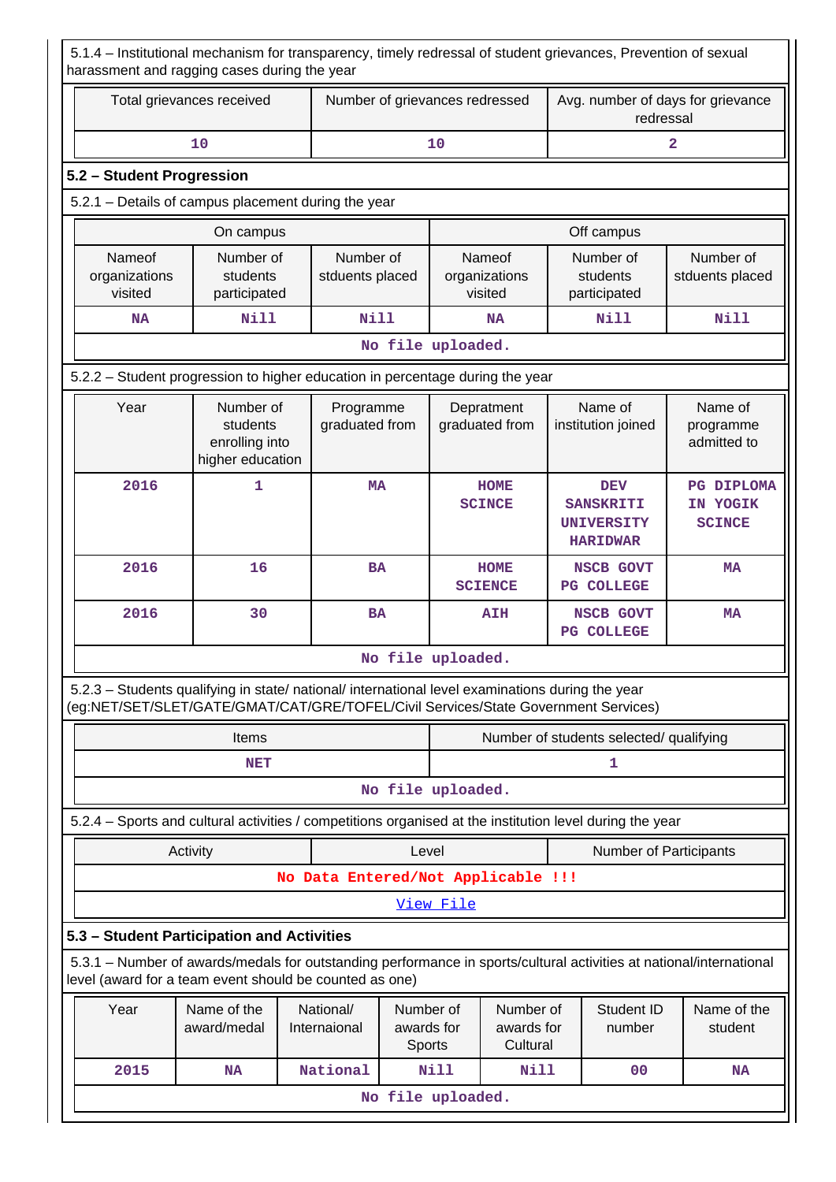5.1.4 – Institutional mechanism for transparency, timely redressal of student grievances, Prevention of sexual harassment and ragging cases during the year

| Total grievances received | Number of grievances redressed | Avg. number of days for grievance redressal |
|---|---|---|
| 10 | 10 | 2 |

## 5.2 – Student Progression

5.2.1 – Details of campus placement during the year

| On campus | | | Off campus | | |
|---|---|---|---|---|---|
| Nameof organizations visited | Number of students participated | Number of stduents placed | Nameof organizations visited | Number of students participated | Number of stduents placed |
| NA | Nill | Nill | NA | Nill | Nill |

No file uploaded.

5.2.2 – Student progression to higher education in percentage during the year

| Year | Number of students enrolling into higher education | Programme graduated from | Depratment graduated from | Name of institution joined | Name of programme admitted to |
|---|---|---|---|---|---|
| 2016 | 1 | MA | HOME SCINCE | DEV SANSKRITI UNIVERSITY HARIDWAR | PG DIPLOMA IN YOGIK SCINCE |
| 2016 | 16 | BA | HOME SCIENCE | NSCB GOVT PG COLLEGE | MA |
| 2016 | 30 | BA | AIH | NSCB GOVT PG COLLEGE | MA |

No file uploaded.

5.2.3 – Students qualifying in state/ national/ international level examinations during the year (eg:NET/SET/SLET/GATE/GMAT/CAT/GRE/TOFEL/Civil Services/State Government Services)

| Items | Number of students selected/ qualifying |
|---|---|
| NET | 1 |

No file uploaded.

5.2.4 – Sports and cultural activities / competitions organised at the institution level during the year

| Activity | Level | Number of Participants |
|---|---|---|

No Data Entered/Not Applicable !!!

View File

## 5.3 – Student Participation and Activities

5.3.1 – Number of awards/medals for outstanding performance in sports/cultural activities at national/international level (award for a team event should be counted as one)

| Year | Name of the award/medal | National/ Internaional | Number of awards for Sports | Number of awards for Cultural | Student ID number | Name of the student |
|---|---|---|---|---|---|---|
| 2015 | NA | National | Nill | Nill | 00 | NA |

No file uploaded.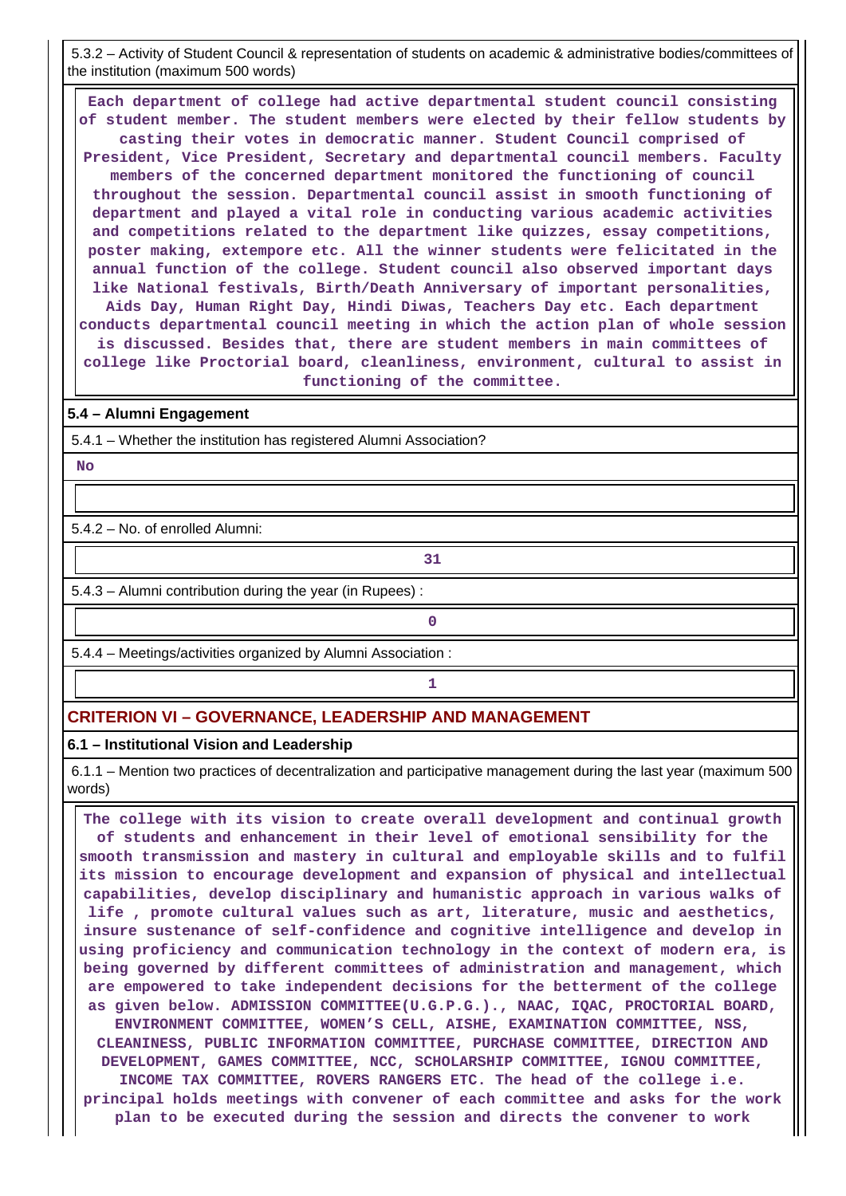5.3.2 – Activity of Student Council & representation of students on academic & administrative bodies/committees of the institution (maximum 500 words)

**Each department of college had active departmental student council consisting of student member. The student members were elected by their fellow students by casting their votes in democratic manner. Student Council comprised of President, Vice President, Secretary and departmental council members. Faculty members of the concerned department monitored the functioning of council throughout the session. Departmental council assist in smooth functioning of department and played a vital role in conducting various academic activities and competitions related to the department like quizzes, essay competitions, poster making, extempore etc. All the winner students were felicitated in the annual function of the college. Student council also observed important days like National festivals, Birth/Death Anniversary of important personalities, Aids Day, Human Right Day, Hindi Diwas, Teachers Day etc. Each department conducts departmental council meeting in which the action plan of whole session is discussed. Besides that, there are student members in main committees of college like Proctorial board, cleanliness, environment, cultural to assist in functioning of the committee.**

### 5.4 – Alumni Engagement

5.4.1 – Whether the institution has registered Alumni Association?

**No**

5.4.2 – No. of enrolled Alumni:

**31**

5.4.3 – Alumni contribution during the year (in Rupees) :

**0**

5.4.4 – Meetings/activities organized by Alumni Association :

**1**

## CRITERION VI – GOVERNANCE, LEADERSHIP AND MANAGEMENT

### 6.1 – Institutional Vision and Leadership

6.1.1 – Mention two practices of decentralization and participative management during the last year (maximum 500 words)

**The college with its vision to create overall development and continual growth of students and enhancement in their level of emotional sensibility for the smooth transmission and mastery in cultural and employable skills and to fulfil its mission to encourage development and expansion of physical and intellectual capabilities, develop disciplinary and humanistic approach in various walks of life , promote cultural values such as art, literature, music and aesthetics, insure sustenance of self-confidence and cognitive intelligence and develop in using proficiency and communication technology in the context of modern era, is being governed by different committees of administration and management, which are empowered to take independent decisions for the betterment of the college as given below. ADMISSION COMMITTEE(U.G.P.G.)., NAAC, IQAC, PROCTORIAL BOARD, ENVIRONMENT COMMITTEE, WOMEN'S CELL, AISHE, EXAMINATION COMMITTEE, NSS, CLEANINESS, PUBLIC INFORMATION COMMITTEE, PURCHASE COMMITTEE, DIRECTION AND DEVELOPMENT, GAMES COMMITTEE, NCC, SCHOLARSHIP COMMITTEE, IGNOU COMMITTEE, INCOME TAX COMMITTEE, ROVERS RANGERS ETC. The head of the college i.e. principal holds meetings with convener of each committee and asks for the work plan to be executed during the session and directs the convener to work**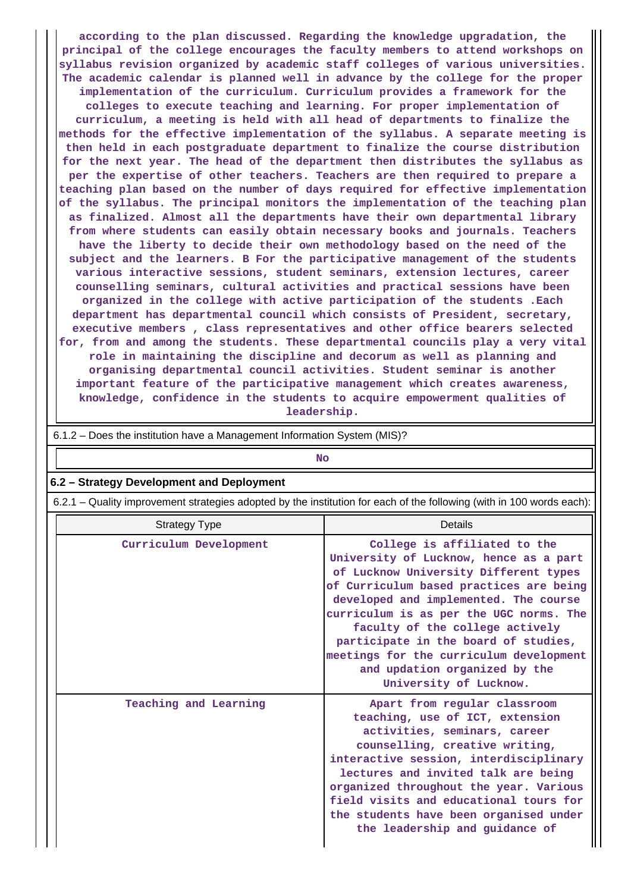according to the plan discussed. Regarding the knowledge upgradation, the principal of the college encourages the faculty members to attend workshops on syllabus revision organized by academic staff colleges of various universities. The academic calendar is planned well in advance by the college for the proper implementation of the curriculum. Curriculum provides a framework for the colleges to execute teaching and learning. For proper implementation of curriculum, a meeting is held with all head of departments to finalize the methods for the effective implementation of the syllabus. A separate meeting is then held in each postgraduate department to finalize the course distribution for the next year. The head of the department then distributes the syllabus as per the expertise of other teachers. Teachers are then required to prepare a teaching plan based on the number of days required for effective implementation of the syllabus. The principal monitors the implementation of the teaching plan as finalized. Almost all the departments have their own departmental library from where students can easily obtain necessary books and journals. Teachers have the liberty to decide their own methodology based on the need of the subject and the learners. B For the participative management of the students various interactive sessions, student seminars, extension lectures, career counselling seminars, cultural activities and practical sessions have been organized in the college with active participation of the students .Each department has departmental council which consists of President, secretary, executive members , class representatives and other office bearers selected for, from and among the students. These departmental councils play a very vital role in maintaining the discipline and decorum as well as planning and organising departmental council activities. Student seminar is another important feature of the participative management which creates awareness, knowledge, confidence in the students to acquire empowerment qualities of leadership.

6.1.2 – Does the institution have a Management Information System (MIS)?

No

## 6.2 – Strategy Development and Deployment

6.2.1 – Quality improvement strategies adopted by the institution for each of the following (with in 100 words each):

| Strategy Type | Details |
|---|---|
| Curriculum Development | College is affiliated to the University of Lucknow, hence as a part of Lucknow University Different types of Curriculum based practices are being developed and implemented. The course curriculum is as per the UGC norms. The faculty of the college actively participate in the board of studies, meetings for the curriculum development and updation organized by the University of Lucknow. |
| Teaching and Learning | Apart from regular classroom teaching, use of ICT, extension activities, seminars, career counselling, creative writing, interactive session, interdisciplinary lectures and invited talk are being organized throughout the year. Various field visits and educational tours for the students have been organised under the leadership and guidance of |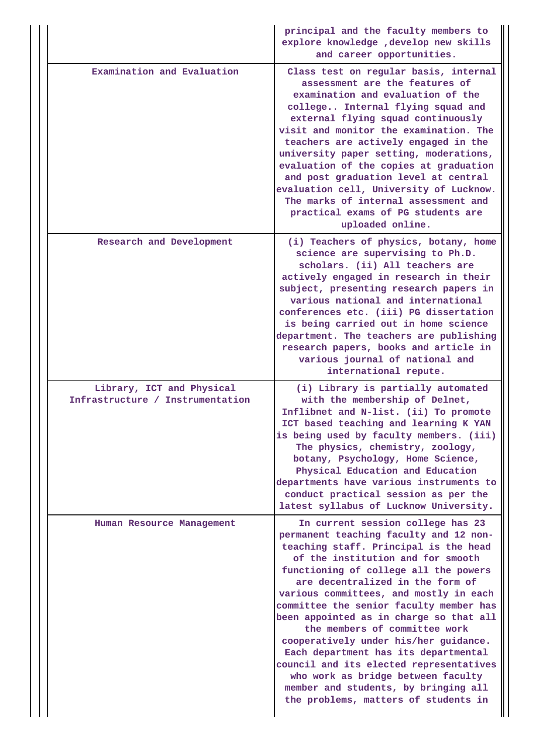| | |
|---|---|
| | principal and the faculty members to explore knowledge ,develop new skills and career opportunities. |
| Examination and Evaluation | Class test on regular basis, internal assessment are the features of examination and evaluation of the college.. Internal flying squad and external flying squad continuously visit and monitor the examination. The teachers are actively engaged in the university paper setting, moderations, evaluation of the copies at graduation and post graduation level at central evaluation cell, University of Lucknow. The marks of internal assessment and practical exams of PG students are uploaded online. |
| Research and Development | (i) Teachers of physics, botany, home science are supervising to Ph.D. scholars. (ii) All teachers are actively engaged in research in their subject, presenting research papers in various national and international conferences etc. (iii) PG dissertation is being carried out in home science department. The teachers are publishing research papers, books and article in various journal of national and international repute. |
| Library, ICT and Physical Infrastructure / Instrumentation | (i) Library is partially automated with the membership of Delnet, Inflibnet and N-list. (ii) To promote ICT based teaching and learning K YAN is being used by faculty members. (iii) The physics, chemistry, zoology, botany, Psychology, Home Science, Physical Education and Education departments have various instruments to conduct practical session as per the latest syllabus of Lucknow University. |
| Human Resource Management | In current session college has 23 permanent teaching faculty and 12 non-teaching staff. Principal is the head of the institution and for smooth functioning of college all the powers are decentralized in the form of various committees, and mostly in each committee the senior faculty member has been appointed as in charge so that all the members of committee work cooperatively under his/her guidance. Each department has its departmental council and its elected representatives who work as bridge between faculty member and students, by bringing all the problems, matters of students in |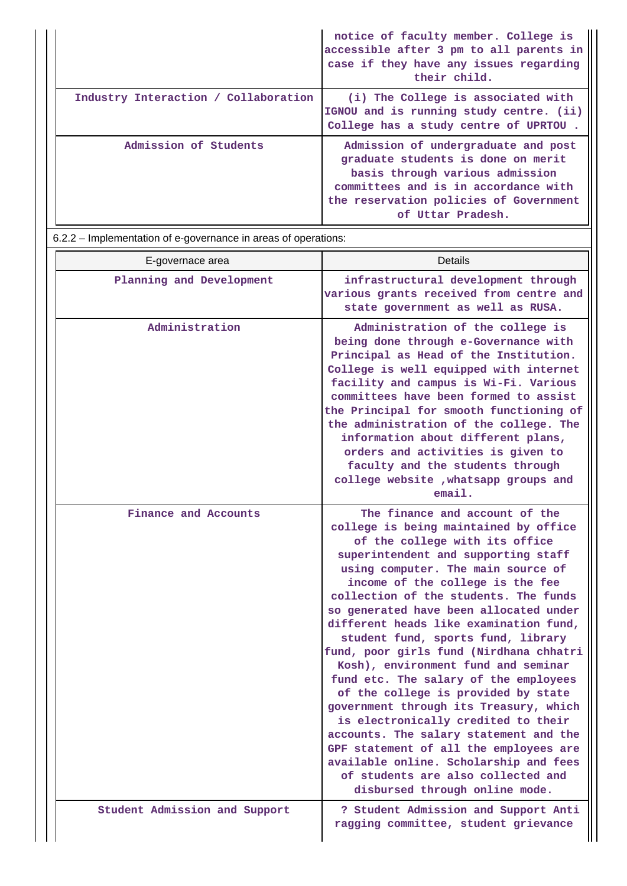|  |  |
|---|---|
|  | notice of faculty member. College is accessible after 3 pm to all parents in case if they have any issues regarding their child. |
| Industry Interaction / Collaboration | (i) The College is associated with IGNOU and is running study centre. (ii) College has a study centre of UPRTOU . |
| Admission of Students | Admission of undergraduate and post graduate students is done on merit basis through various admission committees and is in accordance with the reservation policies of Government of Uttar Pradesh. |

6.2.2 – Implementation of e-governance in areas of operations:

| E-governace area | Details |
|---|---|
| Planning and Development | infrastructural development through various grants received from centre and state government as well as RUSA. |
| Administration | Administration of the college is being done through e-Governance with Principal as Head of the Institution. College is well equipped with internet facility and campus is Wi-Fi. Various committees have been formed to assist the Principal for smooth functioning of the administration of the college. The information about different plans, orders and activities is given to faculty and the students through college website ,whatsapp groups and email. |
| Finance and Accounts | The finance and account of the college is being maintained by office of the college with its office superintendent and supporting staff using computer. The main source of income of the college is the fee collection of the students. The funds so generated have been allocated under different heads like examination fund, student fund, sports fund, library fund, poor girls fund (Nirdhana chhatri Kosh), environment fund and seminar fund etc. The salary of the employees of the college is provided by state government through its Treasury, which is electronically credited to their accounts. The salary statement and the GPF statement of all the employees are available online. Scholarship and fees of students are also collected and disbursed through online mode. |
| Student Admission and Support | ? Student Admission and Support Anti ragging committee, student grievance |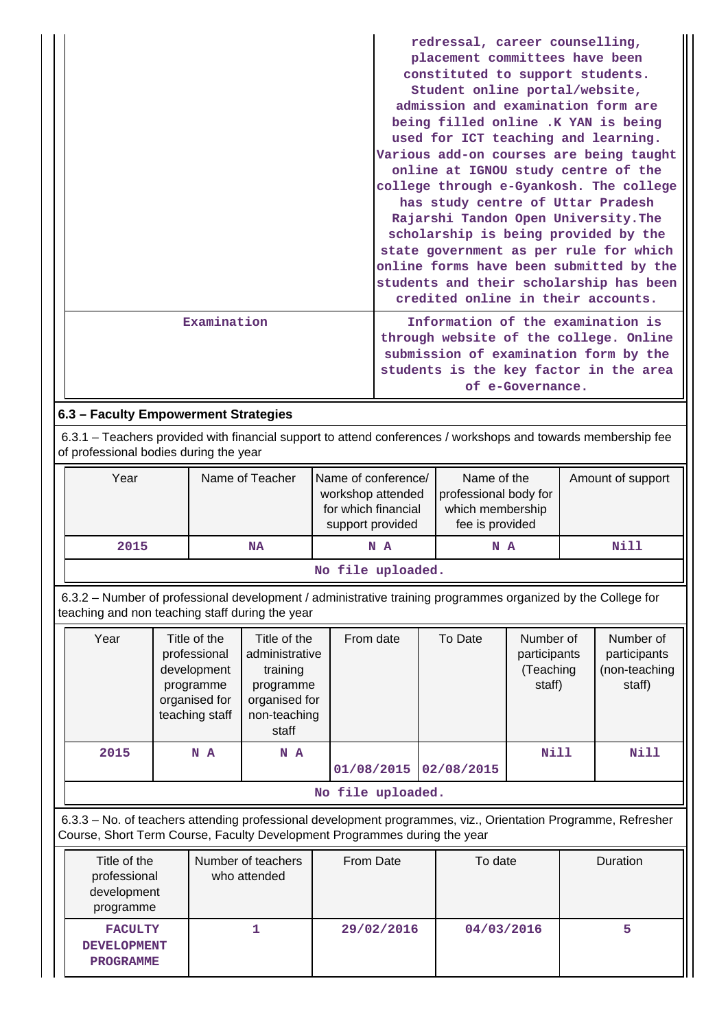| | |
|---|---|
| | redressal, career counselling, placement committees have been constituted to support students. Student online portal/website, admission and examination form are being filled online .K YAN is being used for ICT teaching and learning. Various add-on courses are being taught online at IGNOU study centre of the college through e-Gyankosh. The college has study centre of Uttar Pradesh Rajarshi Tandon Open University.The scholarship is being provided by the state government as per rule for which online forms have been submitted by the students and their scholarship has been credited online in their accounts. |
| Examination | Information of the examination is through website of the college. Online submission of examination form by the students is the key factor in the area of e-Governance. |

## 6.3 – Faculty Empowerment Strategies

6.3.1 – Teachers provided with financial support to attend conferences / workshops and towards membership fee of professional bodies during the year

| Year | Name of Teacher | Name of conference/ workshop attended for which financial support provided | Name of the professional body for which membership fee is provided | Amount of support |
|---|---|---|---|---|
| 2015 | NA | N A | N A | Nill |

No file uploaded.

6.3.2 – Number of professional development / administrative training programmes organized by the College for teaching and non teaching staff during the year

| Year | Title of the professional development programme organised for teaching staff | Title of the administrative training programme organised for non-teaching staff | From date | To Date | Number of participants (Teaching staff) | Number of participants (non-teaching staff) |
|---|---|---|---|---|---|---|
| 2015 | N A | N A | 01/08/2015 | 02/08/2015 | Nill | Nill |

No file uploaded.

6.3.3 – No. of teachers attending professional development programmes, viz., Orientation Programme, Refresher Course, Short Term Course, Faculty Development Programmes during the year

| Title of the professional development programme | Number of teachers who attended | From Date | To date | Duration |
|---|---|---|---|---|
| FACULTY DEVELOPMENT PROGRAMME | 1 | 29/02/2016 | 04/03/2016 | 5 |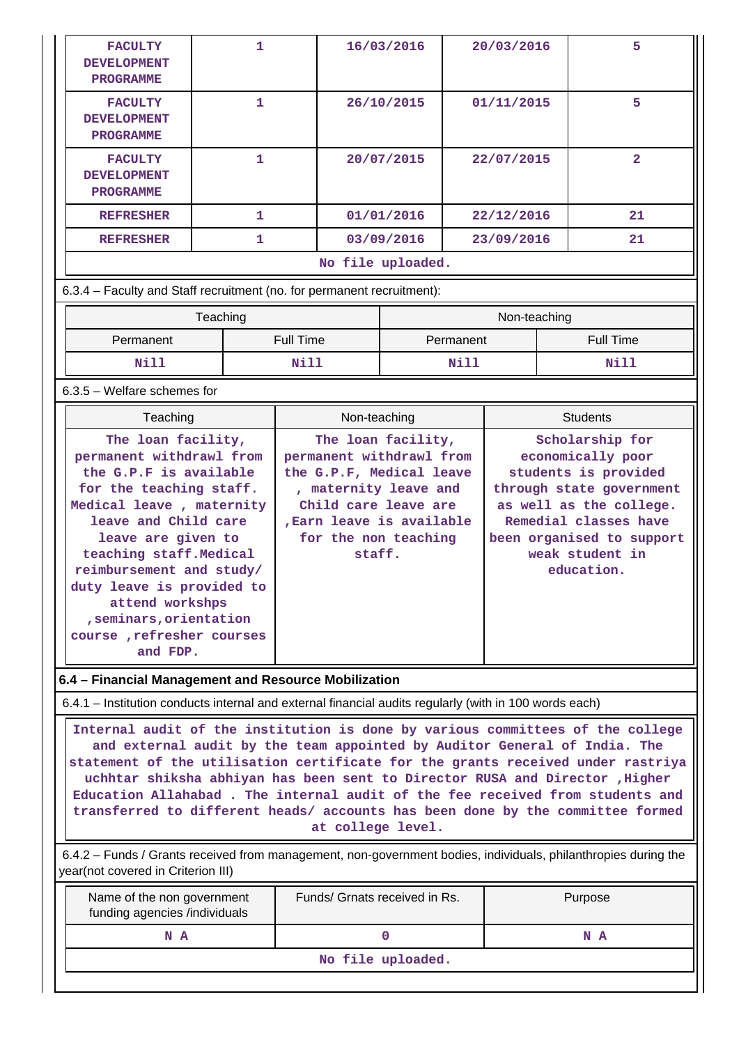| FACULTY DEVELOPMENT PROGRAMME | 1 | 16/03/2016 | 20/03/2016 | 5 |
|---|---|---|---|---|
| FACULTY DEVELOPMENT PROGRAMME | 1 | 26/10/2015 | 01/11/2015 | 5 |
| FACULTY DEVELOPMENT PROGRAMME | 1 | 20/07/2015 | 22/07/2015 | 2 |
| REFRESHER | 1 | 01/01/2016 | 22/12/2016 | 21 |
| REFRESHER | 1 | 03/09/2016 | 23/09/2016 | 21 |

No file uploaded.

6.3.4 – Faculty and Staff recruitment (no. for permanent recruitment):

| Teaching | | Non-teaching | |
|---|---|---|---|
| Permanent | Full Time | Permanent | Full Time |
| Nill | Nill | Nill | Nill |

6.3.5 – Welfare schemes for

| Teaching | Non-teaching | Students |
|---|---|---|
| The loan facility, permanent withdrawl from the G.P.F is available for the teaching staff. Medical leave , maternity leave and Child care leave are given to teaching staff.Medical reimbursement and study/ duty leave is provided to attend workshps ,seminars,orientation course ,refresher courses and FDP. | The loan facility, permanent withdrawl from the G.P.F, Medical leave , maternity leave and Child care leave are ,Earn leave is available for the non teaching staff. | Scholarship for economically poor students is provided through state government as well as the college. Remedial classes have been organised to support weak student in education. |

**6.4 – Financial Management and Resource Mobilization**

6.4.1 – Institution conducts internal and external financial audits regularly (with in 100 words each)

Internal audit of the institution is done by various committees of the college and external audit by the team appointed by Auditor General of India. The statement of the utilisation certificate for the grants received under rastriya uchhtar shiksha abhiyan has been sent to Director RUSA and Director ,Higher Education Allahabad . The internal audit of the fee received from students and transferred to different heads/ accounts has been done by the committee formed at college level.

6.4.2 – Funds / Grants received from management, non-government bodies, individuals, philanthropies during the year(not covered in Criterion III)

| Name of the non government funding agencies /individuals | Funds/ Grnats received in Rs. | Purpose |
|---|---|---|
| N A | 0 | N A |

No file uploaded.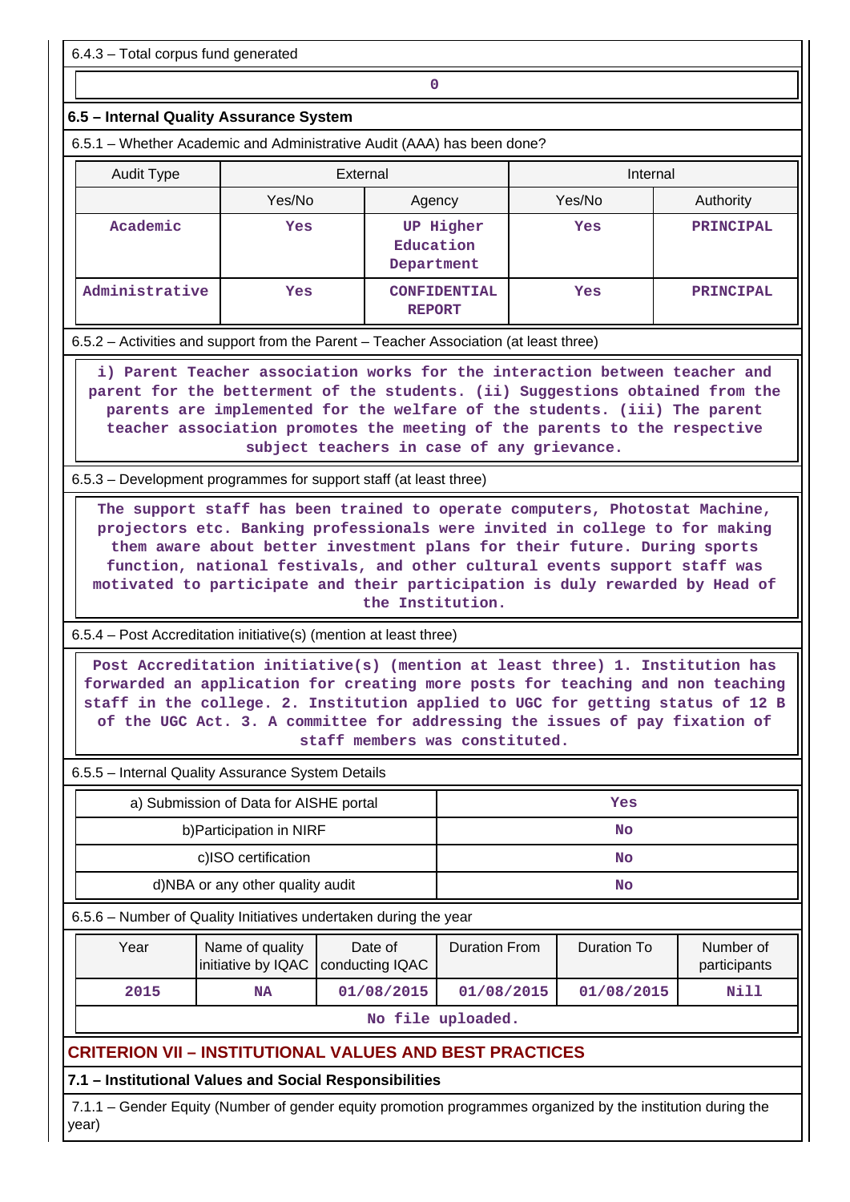6.4.3 – Total corpus fund generated

0

### 6.5 – Internal Quality Assurance System

6.5.1 – Whether Academic and Administrative Audit (AAA) has been done?

| Audit Type | External | | Internal | |
|---|---|---|---|---|
| | Yes/No | Agency | Yes/No | Authority |
| Academic | Yes | UP Higher Education Department | Yes | PRINCIPAL |
| Administrative | Yes | CONFIDENTIAL REPORT | Yes | PRINCIPAL |

6.5.2 – Activities and support from the Parent – Teacher Association (at least three)

i) Parent Teacher association works for the interaction between teacher and parent for the betterment of the students. (ii) Suggestions obtained from the parents are implemented for the welfare of the students. (iii) The parent teacher association promotes the meeting of the parents to the respective subject teachers in case of any grievance.

6.5.3 – Development programmes for support staff (at least three)

The support staff has been trained to operate computers, Photostat Machine, projectors etc. Banking professionals were invited in college to for making them aware about better investment plans for their future. During sports function, national festivals, and other cultural events support staff was motivated to participate and their participation is duly rewarded by Head of the Institution.

6.5.4 – Post Accreditation initiative(s) (mention at least three)

Post Accreditation initiative(s) (mention at least three) 1. Institution has forwarded an application for creating more posts for teaching and non teaching staff in the college. 2. Institution applied to UGC for getting status of 12 B of the UGC Act. 3. A committee for addressing the issues of pay fixation of staff members was constituted.

6.5.5 – Internal Quality Assurance System Details

| | |
|---|---|
| a) Submission of Data for AISHE portal | Yes |
| b)Participation in NIRF | No |
| c)ISO certification | No |
| d)NBA or any other quality audit | No |

6.5.6 – Number of Quality Initiatives undertaken during the year

| Year | Name of quality initiative by IQAC | Date of conducting IQAC | Duration From | Duration To | Number of participants |
|---|---|---|---|---|---|
| 2015 | NA | 01/08/2015 | 01/08/2015 | 01/08/2015 | Nill |

No file uploaded.

## CRITERION VII – INSTITUTIONAL VALUES AND BEST PRACTICES

### 7.1 – Institutional Values and Social Responsibilities

7.1.1 – Gender Equity (Number of gender equity promotion programmes organized by the institution during the year)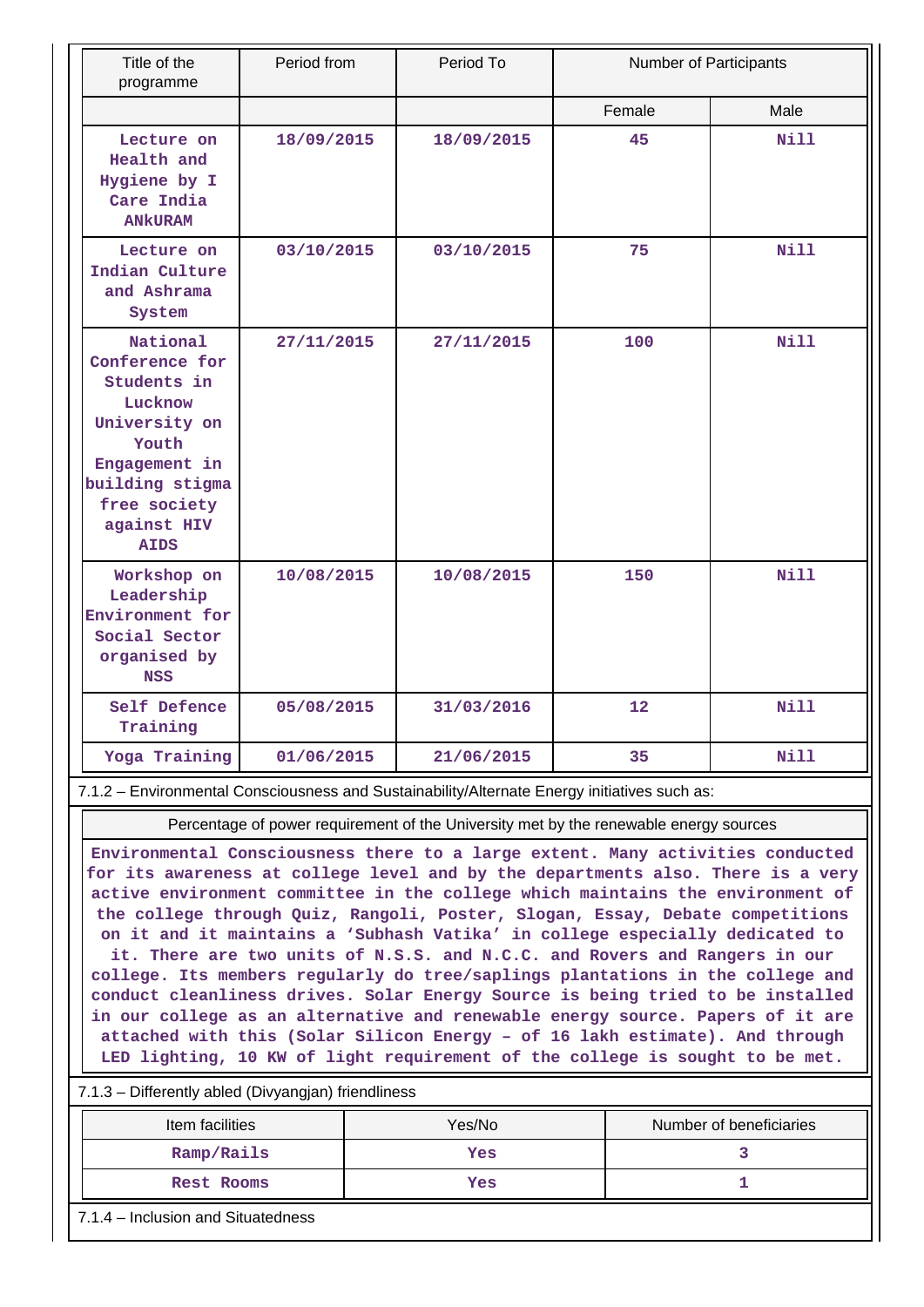| Title of the programme | Period from | Period To | Number of Participants | |
|---|---|---|---|---|
| | | | Female | Male |
| Lecture on Health and Hygiene by I Care India ANkURAM | 18/09/2015 | 18/09/2015 | 45 | Nill |
| Lecture on Indian Culture and Ashrama System | 03/10/2015 | 03/10/2015 | 75 | Nill |
| National Conference for Students in Lucknow University on Youth Engagement in building stigma free society against HIV AIDS | 27/11/2015 | 27/11/2015 | 100 | Nill |
| Workshop on Leadership Environment for Social Sector organised by NSS | 10/08/2015 | 10/08/2015 | 150 | Nill |
| Self Defence Training | 05/08/2015 | 31/03/2016 | 12 | Nill |
| Yoga Training | 01/06/2015 | 21/06/2015 | 35 | Nill |

7.1.2 – Environmental Consciousness and Sustainability/Alternate Energy initiatives such as:

| Percentage of power requirement of the University met by the renewable energy sources |
|---|
| Environmental Consciousness there to a large extent. Many activities conducted for its awareness at college level and by the departments also. There is a very active environment committee in the college which maintains the environment of the college through Quiz, Rangoli, Poster, Slogan, Essay, Debate competitions on it and it maintains a 'Subhash Vatika' in college especially dedicated to it. There are two units of N.S.S. and N.C.C. and Rovers and Rangers in our college. Its members regularly do tree/saplings plantations in the college and conduct cleanliness drives. Solar Energy Source is being tried to be installed in our college as an alternative and renewable energy source. Papers of it are attached with this (Solar Silicon Energy – of 16 lakh estimate). And through LED lighting, 10 KW of light requirement of the college is sought to be met. |

7.1.3 – Differently abled (Divyangjan) friendliness

| Item facilities | Yes/No | Number of beneficiaries |
|---|---|---|
| Ramp/Rails | Yes | 3 |
| Rest Rooms | Yes | 1 |

7.1.4 – Inclusion and Situatedness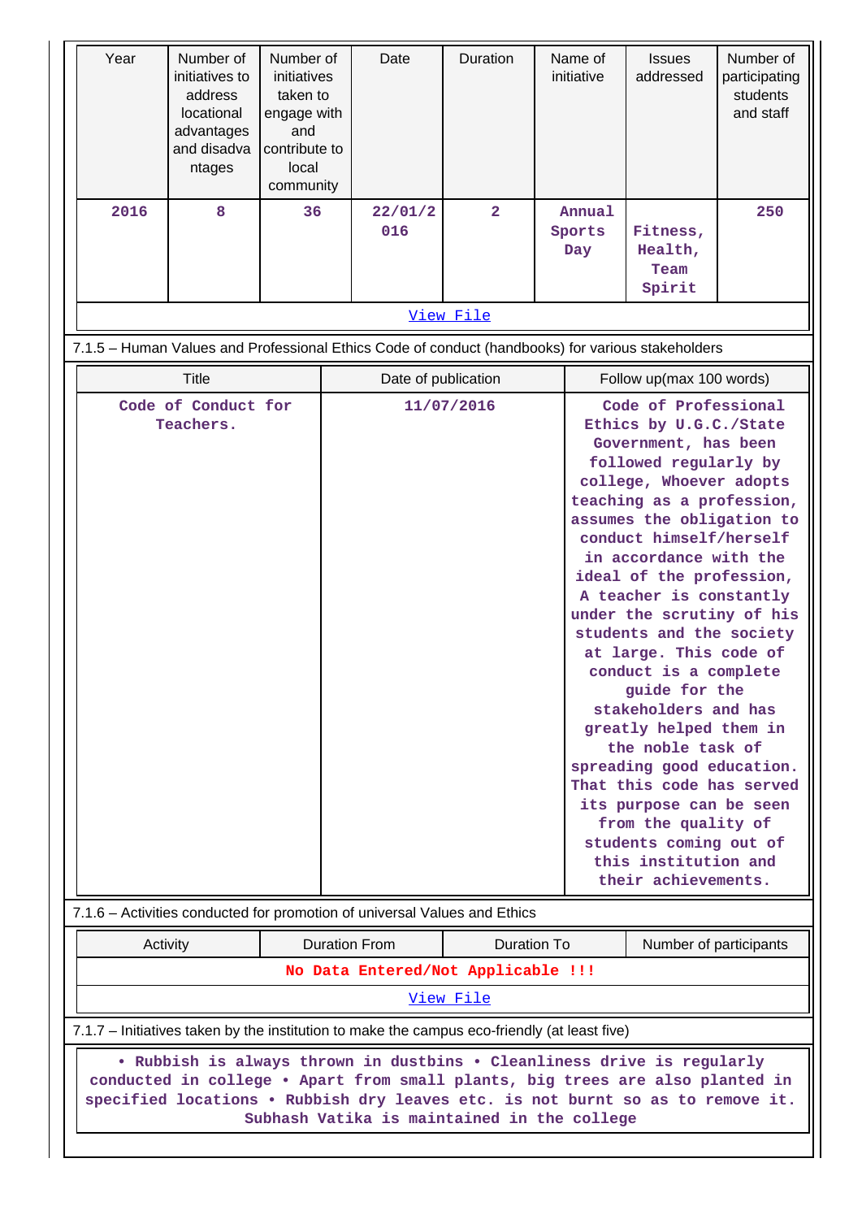| Year | Number of initiatives to address locational advantages and disadvantages | Number of initiatives taken to engage with and contribute to local community | Date | Duration | Name of initiative | Issues addressed | Number of participating students and staff |
|---|---|---|---|---|---|---|---|
| 2016 | 8 | 36 | 22/01/2016 | 2 | Annual Sports Day | Fitness, Health, Team Spirit | 250 |

View File

7.1.5 – Human Values and Professional Ethics Code of conduct (handbooks) for various stakeholders

| Title | Date of publication | Follow up(max 100 words) |
|---|---|---|
| Code of Conduct for Teachers. | 11/07/2016 | Code of Professional Ethics by U.G.C./State Government, has been followed regularly by college, Whoever adopts teaching as a profession, assumes the obligation to conduct himself/herself in accordance with the ideal of the profession, A teacher is constantly under the scrutiny of his students and the society at large. This code of conduct is a complete guide for the stakeholders and has greatly helped them in the noble task of spreading good education. That this code has served its purpose can be seen from the quality of students coming out of this institution and their achievements. |

7.1.6 – Activities conducted for promotion of universal Values and Ethics

| Activity | Duration From | Duration To | Number of participants |
|---|---|---|---|
| No Data Entered/Not Applicable !!! | | | |

View File

7.1.7 – Initiatives taken by the institution to make the campus eco-friendly (at least five)

• Rubbish is always thrown in dustbins • Cleanliness drive is regularly conducted in college • Apart from small plants, big trees are also planted in specified locations • Rubbish dry leaves etc. is not burnt so as to remove it. Subhash Vatika is maintained in the college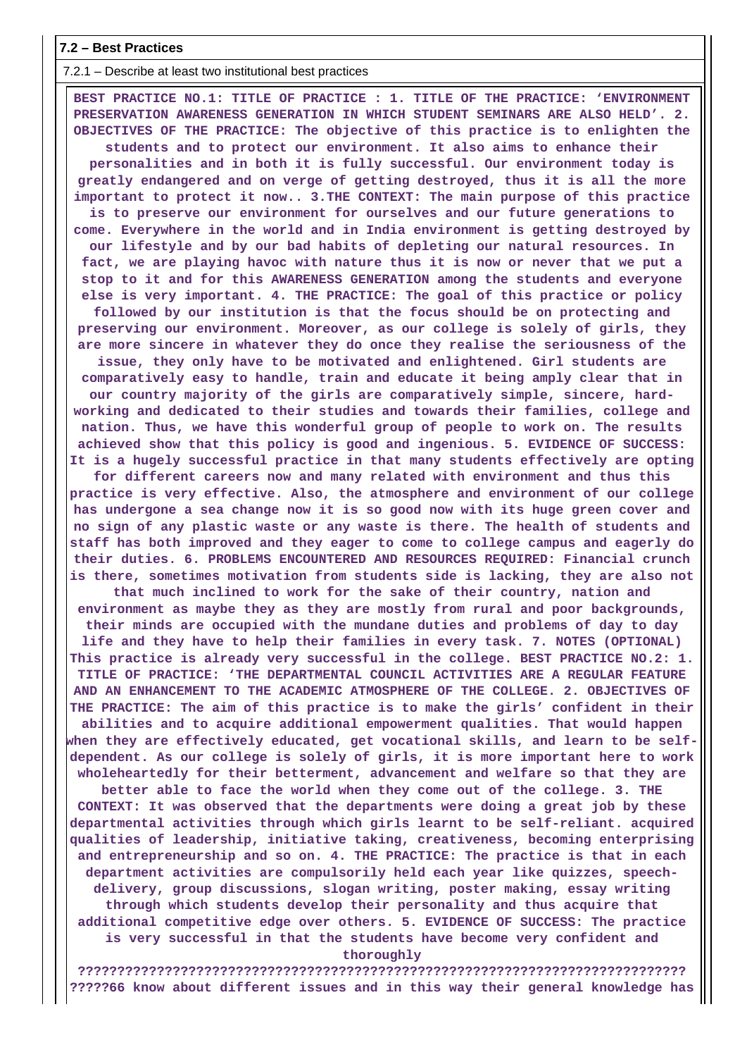**7.2 – Best Practices**

7.2.1 – Describe at least two institutional best practices

**BEST PRACTICE NO.1: TITLE OF PRACTICE : 1. TITLE OF THE PRACTICE: 'ENVIRONMENT PRESERVATION AWARENESS GENERATION IN WHICH STUDENT SEMINARS ARE ALSO HELD'. 2. OBJECTIVES OF THE PRACTICE: The objective of this practice is to enlighten the students and to protect our environment. It also aims to enhance their personalities and in both it is fully successful. Our environment today is greatly endangered and on verge of getting destroyed, thus it is all the more important to protect it now.. 3.THE CONTEXT: The main purpose of this practice is to preserve our environment for ourselves and our future generations to come. Everywhere in the world and in India environment is getting destroyed by our lifestyle and by our bad habits of depleting our natural resources. In fact, we are playing havoc with nature thus it is now or never that we put a stop to it and for this AWARENESS GENERATION among the students and everyone else is very important. 4. THE PRACTICE: The goal of this practice or policy followed by our institution is that the focus should be on protecting and preserving our environment. Moreover, as our college is solely of girls, they are more sincere in whatever they do once they realise the seriousness of the issue, they only have to be motivated and enlightened. Girl students are comparatively easy to handle, train and educate it being amply clear that in our country majority of the girls are comparatively simple, sincere, hard-working and dedicated to their studies and towards their families, college and nation. Thus, we have this wonderful group of people to work on. The results achieved show that this policy is good and ingenious. 5. EVIDENCE OF SUCCESS: It is a hugely successful practice in that many students effectively are opting for different careers now and many related with environment and thus this practice is very effective. Also, the atmosphere and environment of our college has undergone a sea change now it is so good now with its huge green cover and no sign of any plastic waste or any waste is there. The health of students and staff has both improved and they eager to come to college campus and eagerly do their duties. 6. PROBLEMS ENCOUNTERED AND RESOURCES REQUIRED: Financial crunch is there, sometimes motivation from students side is lacking, they are also not that much inclined to work for the sake of their country, nation and environment as maybe they as they are mostly from rural and poor backgrounds, their minds are occupied with the mundane duties and problems of day to day life and they have to help their families in every task. 7. NOTES (OPTIONAL) This practice is already very successful in the college. BEST PRACTICE NO.2: 1. TITLE OF PRACTICE: 'THE DEPARTMENTAL COUNCIL ACTIVITIES ARE A REGULAR FEATURE AND AN ENHANCEMENT TO THE ACADEMIC ATMOSPHERE OF THE COLLEGE. 2. OBJECTIVES OF THE PRACTICE: The aim of this practice is to make the girls' confident in their abilities and to acquire additional empowerment qualities. That would happen when they are effectively educated, get vocational skills, and learn to be self-dependent. As our college is solely of girls, it is more important here to work wholeheartedly for their betterment, advancement and welfare so that they are better able to face the world when they come out of the college. 3. THE CONTEXT: It was observed that the departments were doing a great job by these departmental activities through which girls learnt to be self-reliant. acquired qualities of leadership, initiative taking, creativeness, becoming enterprising and entrepreneurship and so on. 4. THE PRACTICE: The practice is that in each department activities are compulsorily held each year like quizzes, speech-delivery, group discussions, slogan writing, poster making, essay writing through which students develop their personality and thus acquire that additional competitive edge over others. 5. EVIDENCE OF SUCCESS: The practice is very successful in that the students have become very confident and thoroughly ?????????????????????????????????????????????????????????????????????? ?????66 know about different issues and in this way their general knowledge has**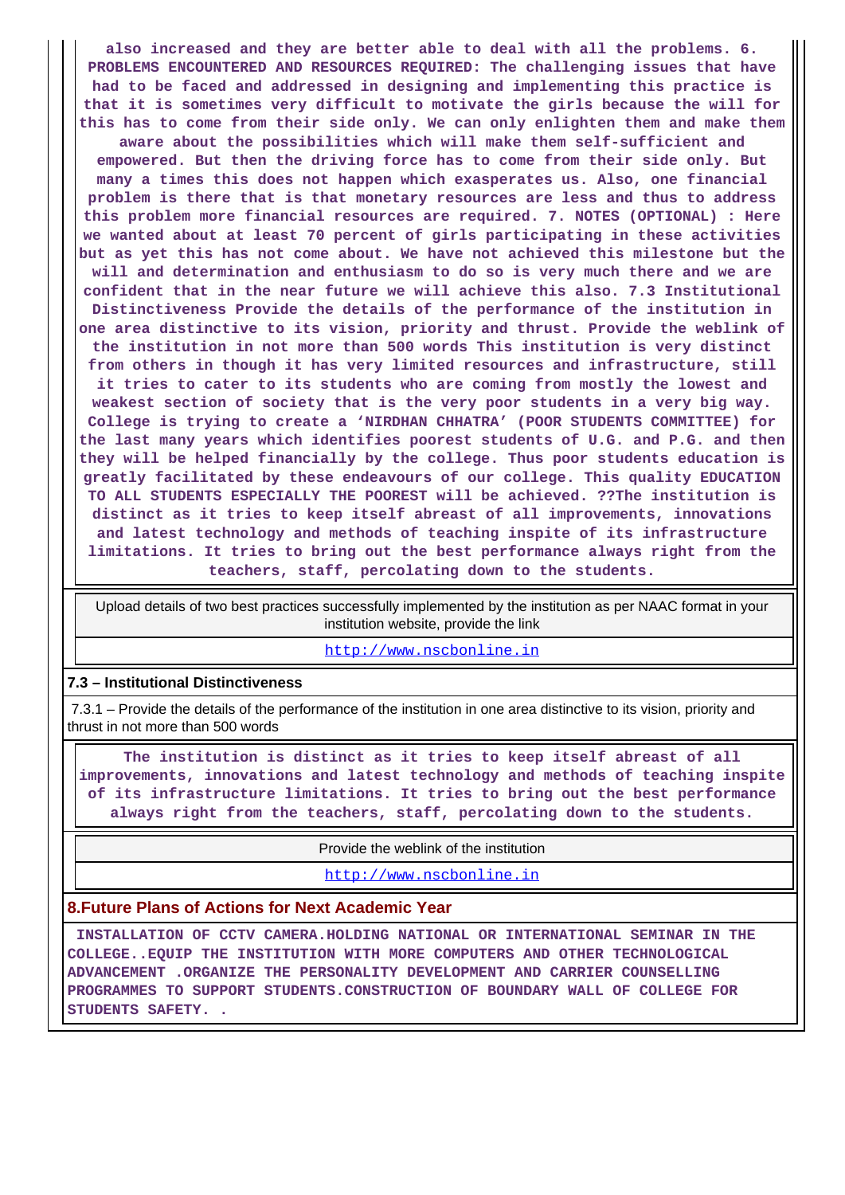**also increased and they are better able to deal with all the problems. 6. PROBLEMS ENCOUNTERED AND RESOURCES REQUIRED: The challenging issues that have had to be faced and addressed in designing and implementing this practice is that it is sometimes very difficult to motivate the girls because the will for this has to come from their side only. We can only enlighten them and make them aware about the possibilities which will make them self-sufficient and empowered. But then the driving force has to come from their side only. But many a times this does not happen which exasperates us. Also, one financial problem is there that is that monetary resources are less and thus to address this problem more financial resources are required. 7. NOTES (OPTIONAL) : Here we wanted about at least 70 percent of girls participating in these activities but as yet this has not come about. We have not achieved this milestone but the will and determination and enthusiasm to do so is very much there and we are confident that in the near future we will achieve this also. 7.3 Institutional Distinctiveness Provide the details of the performance of the institution in one area distinctive to its vision, priority and thrust. Provide the weblink of the institution in not more than 500 words This institution is very distinct from others in though it has very limited resources and infrastructure, still it tries to cater to its students who are coming from mostly the lowest and weakest section of society that is the very poor students in a very big way. College is trying to create a 'NIRDHAN CHHATRA' (POOR STUDENTS COMMITTEE) for the last many years which identifies poorest students of U.G. and P.G. and then they will be helped financially by the college. Thus poor students education is greatly facilitated by these endeavours of our college. This quality EDUCATION TO ALL STUDENTS ESPECIALLY THE POOREST will be achieved. ??The institution is distinct as it tries to keep itself abreast of all improvements, innovations and latest technology and methods of teaching inspite of its infrastructure limitations. It tries to bring out the best performance always right from the teachers, staff, percolating down to the students.**

| Upload details of two best practices successfully implemented by the institution as per NAAC format in your institution website, provide the link |
|---|
| http://www.nscbonline.in |

## 7.3 – Institutional Distinctiveness

7.3.1 – Provide the details of the performance of the institution in one area distinctive to its vision, priority and thrust in not more than 500 words

**The institution is distinct as it tries to keep itself abreast of all improvements, innovations and latest technology and methods of teaching inspite of its infrastructure limitations. It tries to bring out the best performance always right from the teachers, staff, percolating down to the students.**

| Provide the weblink of the institution |
|---|
| http://www.nscbonline.in |

## 8.Future Plans of Actions for Next Academic Year

**INSTALLATION OF CCTV CAMERA.HOLDING NATIONAL OR INTERNATIONAL SEMINAR IN THE COLLEGE..EQUIP THE INSTITUTION WITH MORE COMPUTERS AND OTHER TECHNOLOGICAL ADVANCEMENT .ORGANIZE THE PERSONALITY DEVELOPMENT AND CARRIER COUNSELLING PROGRAMMES TO SUPPORT STUDENTS.CONSTRUCTION OF BOUNDARY WALL OF COLLEGE FOR STUDENTS SAFETY. .**